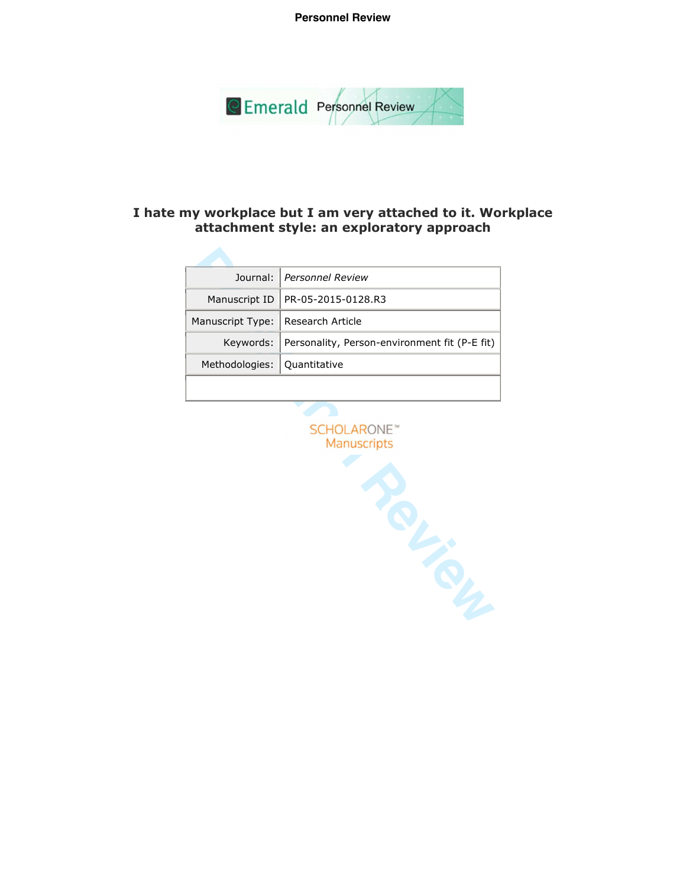# I hate my workplace but I am very attached to it. Workplace attachment style: an exploratory approach

| | |
|---|---|
| Journal: | *Personnel Review* |
| Manuscript ID | PR-05-2015-0128.R3 |
| Manuscript Type: | Research Article |
| Keywords: | Personality, Person-environment fit (P-E fit) |
| Methodologies: | Quantitative |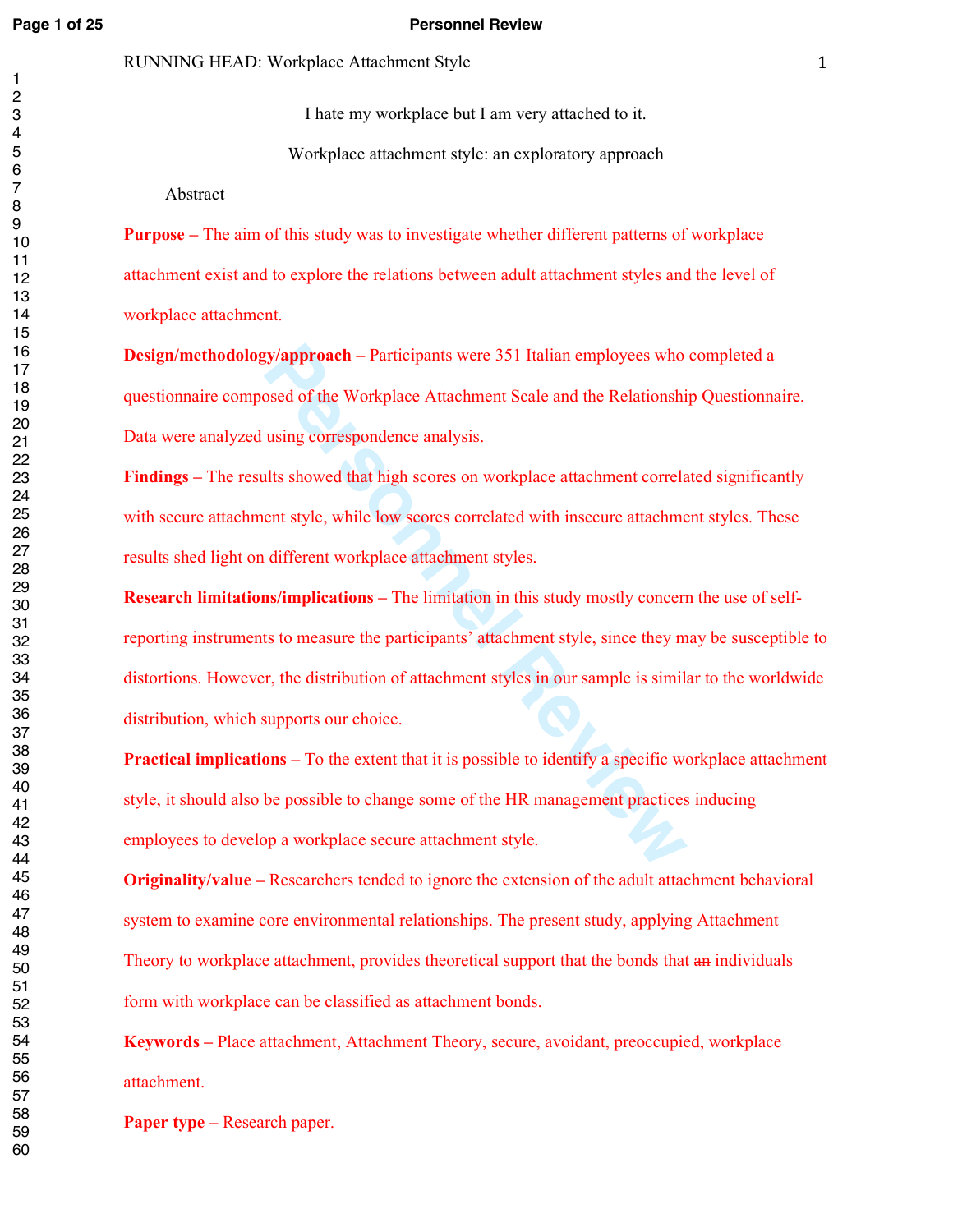I hate my workplace but I am very attached to it.

Workplace attachment style: an exploratory approach

Abstract

**Purpose** – The aim of this study was to investigate whether different patterns of workplace attachment exist and to explore the relations between adult attachment styles and the level of workplace attachment.

**Design/methodology/approach** – Participants were 351 Italian employees who completed a questionnaire composed of the Workplace Attachment Scale and the Relationship Questionnaire. Data were analyzed using correspondence analysis.

**Findings** – The results showed that high scores on workplace attachment correlated significantly with secure attachment style, while low scores correlated with insecure attachment styles. These results shed light on different workplace attachment styles.

**Research limitations/implications** – The limitation in this study mostly concern the use of self-reporting instruments to measure the participants' attachment style, since they may be susceptible to distortions. However, the distribution of attachment styles in our sample is similar to the worldwide distribution, which supports our choice.

**Practical implications** – To the extent that it is possible to identify a specific workplace attachment style, it should also be possible to change some of the HR management practices inducing employees to develop a workplace secure attachment style.

**Originality/value** – Researchers tended to ignore the extension of the adult attachment behavioral system to examine core environmental relationships. The present study, applying Attachment Theory to workplace attachment, provides theoretical support that the bonds that ~~an~~ individuals form with workplace can be classified as attachment bonds.

**Keywords** – Place attachment, Attachment Theory, secure, avoidant, preoccupied, workplace attachment.

**Paper type** – Research paper.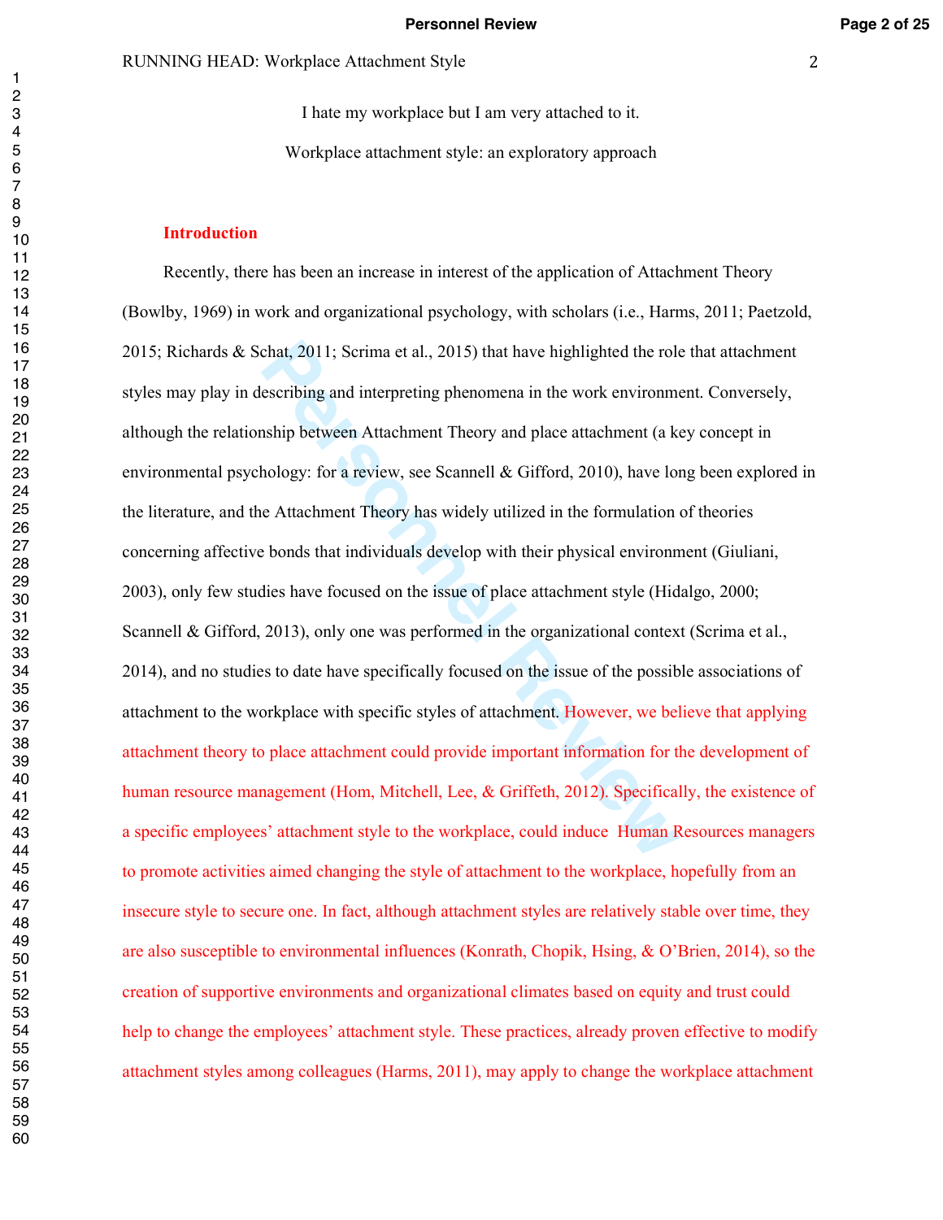I hate my workplace but I am very attached to it.

Workplace attachment style: an exploratory approach

## Introduction

Recently, there has been an increase in interest of the application of Attachment Theory (Bowlby, 1969) in work and organizational psychology, with scholars (i.e., Harms, 2011; Paetzold, 2015; Richards & Schat, 2011; Scrima et al., 2015) that have highlighted the role that attachment styles may play in describing and interpreting phenomena in the work environment. Conversely, although the relationship between Attachment Theory and place attachment (a key concept in environmental psychology: for a review, see Scannell & Gifford, 2010), have long been explored in the literature, and the Attachment Theory has widely utilized in the formulation of theories concerning affective bonds that individuals develop with their physical environment (Giuliani, 2003), only few studies have focused on the issue of place attachment style (Hidalgo, 2000; Scannell & Gifford, 2013), only one was performed in the organizational context (Scrima et al., 2014), and no studies to date have specifically focused on the issue of the possible associations of attachment to the workplace with specific styles of attachment. However, we believe that applying attachment theory to place attachment could provide important information for the development of human resource management (Hom, Mitchell, Lee, & Griffeth, 2012). Specifically, the existence of a specific employees' attachment style to the workplace, could induce Human Resources managers to promote activities aimed changing the style of attachment to the workplace, hopefully from an insecure style to secure one. In fact, although attachment styles are relatively stable over time, they are also susceptible to environmental influences (Konrath, Chopik, Hsing, & O'Brien, 2014), so the creation of supportive environments and organizational climates based on equity and trust could help to change the employees' attachment style. These practices, already proven effective to modify attachment styles among colleagues (Harms, 2011), may apply to change the workplace attachment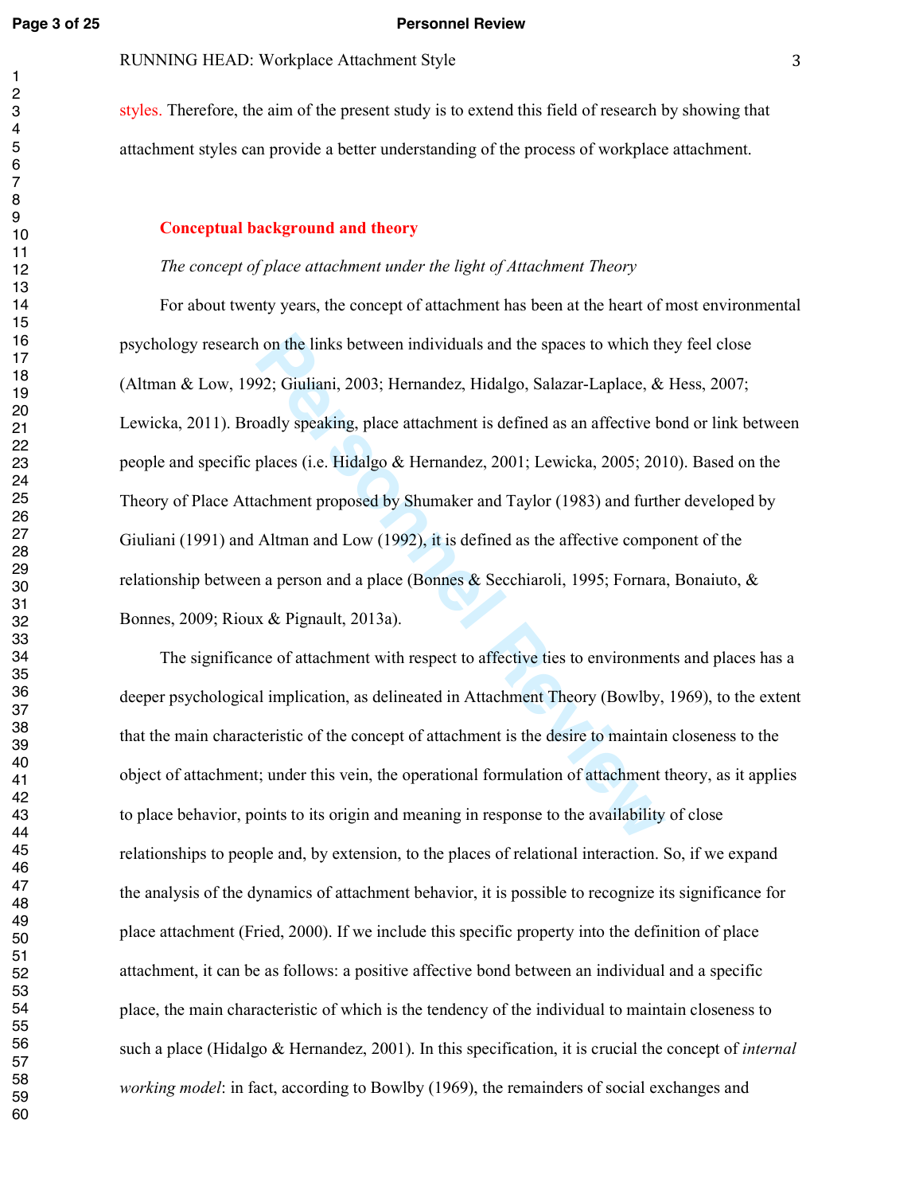styles. Therefore, the aim of the present study is to extend this field of research by showing that attachment styles can provide a better understanding of the process of workplace attachment.

## Conceptual background and theory

### *The concept of place attachment under the light of Attachment Theory*

For about twenty years, the concept of attachment has been at the heart of most environmental psychology research on the links between individuals and the spaces to which they feel close (Altman & Low, 1992; Giuliani, 2003; Hernandez, Hidalgo, Salazar-Laplace, & Hess, 2007; Lewicka, 2011). Broadly speaking, place attachment is defined as an affective bond or link between people and specific places (i.e. Hidalgo & Hernandez, 2001; Lewicka, 2005; 2010). Based on the Theory of Place Attachment proposed by Shumaker and Taylor (1983) and further developed by Giuliani (1991) and Altman and Low (1992), it is defined as the affective component of the relationship between a person and a place (Bonnes & Secchiaroli, 1995; Fornara, Bonaiuto, & Bonnes, 2009; Rioux & Pignault, 2013a).

The significance of attachment with respect to affective ties to environments and places has a deeper psychological implication, as delineated in Attachment Theory (Bowlby, 1969), to the extent that the main characteristic of the concept of attachment is the desire to maintain closeness to the object of attachment; under this vein, the operational formulation of attachment theory, as it applies to place behavior, points to its origin and meaning in response to the availability of close relationships to people and, by extension, to the places of relational interaction. So, if we expand the analysis of the dynamics of attachment behavior, it is possible to recognize its significance for place attachment (Fried, 2000). If we include this specific property into the definition of place attachment, it can be as follows: a positive affective bond between an individual and a specific place, the main characteristic of which is the tendency of the individual to maintain closeness to such a place (Hidalgo & Hernandez, 2001). In this specification, it is crucial the concept of *internal working model*: in fact, according to Bowlby (1969), the remainders of social exchanges and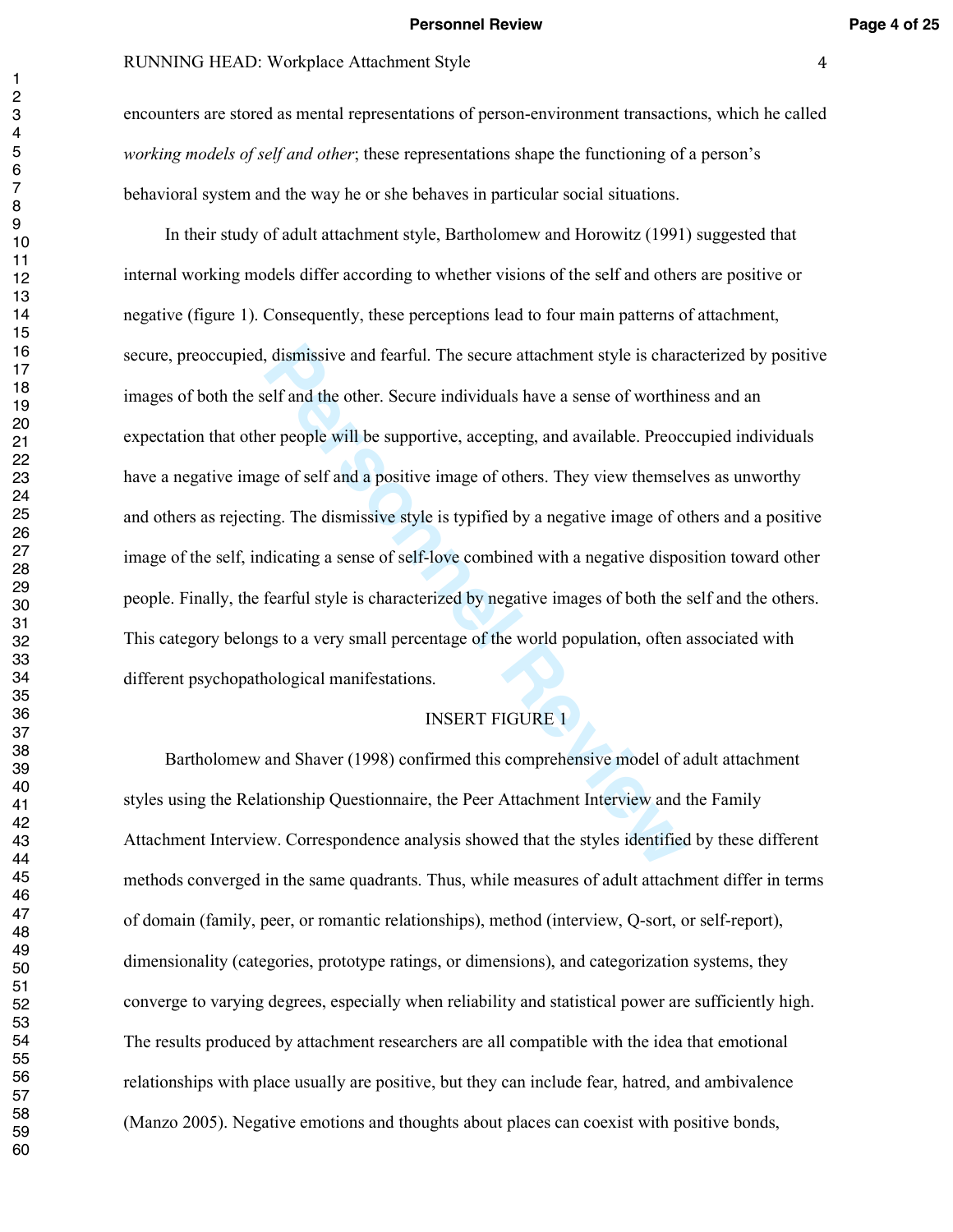encounters are stored as mental representations of person-environment transactions, which he called *working models of self and other*; these representations shape the functioning of a person's behavioral system and the way he or she behaves in particular social situations.

In their study of adult attachment style, Bartholomew and Horowitz (1991) suggested that internal working models differ according to whether visions of the self and others are positive or negative (figure 1). Consequently, these perceptions lead to four main patterns of attachment, secure, preoccupied, dismissive and fearful. The secure attachment style is characterized by positive images of both the self and the other. Secure individuals have a sense of worthiness and an expectation that other people will be supportive, accepting, and available. Preoccupied individuals have a negative image of self and a positive image of others. They view themselves as unworthy and others as rejecting. The dismissive style is typified by a negative image of others and a positive image of the self, indicating a sense of self-love combined with a negative disposition toward other people. Finally, the fearful style is characterized by negative images of both the self and the others. This category belongs to a very small percentage of the world population, often associated with different psychopathological manifestations.

INSERT FIGURE 1

Bartholomew and Shaver (1998) confirmed this comprehensive model of adult attachment styles using the Relationship Questionnaire, the Peer Attachment Interview and the Family Attachment Interview. Correspondence analysis showed that the styles identified by these different methods converged in the same quadrants. Thus, while measures of adult attachment differ in terms of domain (family, peer, or romantic relationships), method (interview, Q-sort, or self-report), dimensionality (categories, prototype ratings, or dimensions), and categorization systems, they converge to varying degrees, especially when reliability and statistical power are sufficiently high. The results produced by attachment researchers are all compatible with the idea that emotional relationships with place usually are positive, but they can include fear, hatred, and ambivalence (Manzo 2005). Negative emotions and thoughts about places can coexist with positive bonds,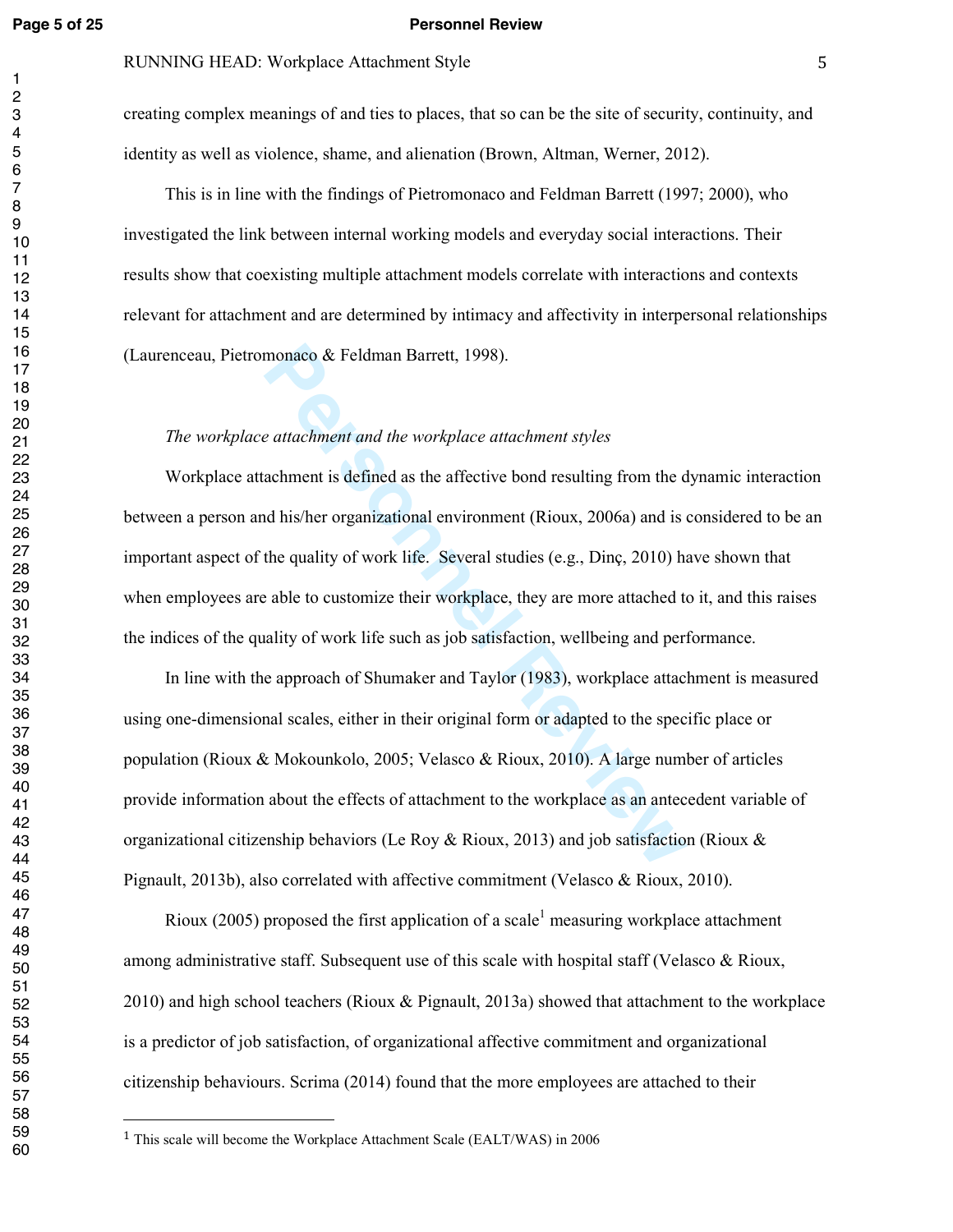creating complex meanings of and ties to places, that so can be the site of security, continuity, and identity as well as violence, shame, and alienation (Brown, Altman, Werner, 2012).

This is in line with the findings of Pietromonaco and Feldman Barrett (1997; 2000), who investigated the link between internal working models and everyday social interactions. Their results show that coexisting multiple attachment models correlate with interactions and contexts relevant for attachment and are determined by intimacy and affectivity in interpersonal relationships (Laurenceau, Pietromonaco & Feldman Barrett, 1998).

*The workplace attachment and the workplace attachment styles*

Workplace attachment is defined as the affective bond resulting from the dynamic interaction between a person and his/her organizational environment (Rioux, 2006a) and is considered to be an important aspect of the quality of work life. Several studies (e.g., Dinç, 2010) have shown that when employees are able to customize their workplace, they are more attached to it, and this raises the indices of the quality of work life such as job satisfaction, wellbeing and performance.

In line with the approach of Shumaker and Taylor (1983), workplace attachment is measured using one-dimensional scales, either in their original form or adapted to the specific place or population (Rioux & Mokounkolo, 2005; Velasco & Rioux, 2010). A large number of articles provide information about the effects of attachment to the workplace as an antecedent variable of organizational citizenship behaviors (Le Roy & Rioux, 2013) and job satisfaction (Rioux & Pignault, 2013b), also correlated with affective commitment (Velasco & Rioux, 2010).

Rioux (2005) proposed the first application of a scale[1] measuring workplace attachment among administrative staff. Subsequent use of this scale with hospital staff (Velasco & Rioux, 2010) and high school teachers (Rioux & Pignault, 2013a) showed that attachment to the workplace is a predictor of job satisfaction, of organizational affective commitment and organizational citizenship behaviours. Scrima (2014) found that the more employees are attached to their

[1] This scale will become the Workplace Attachment Scale (EALT/WAS) in 2006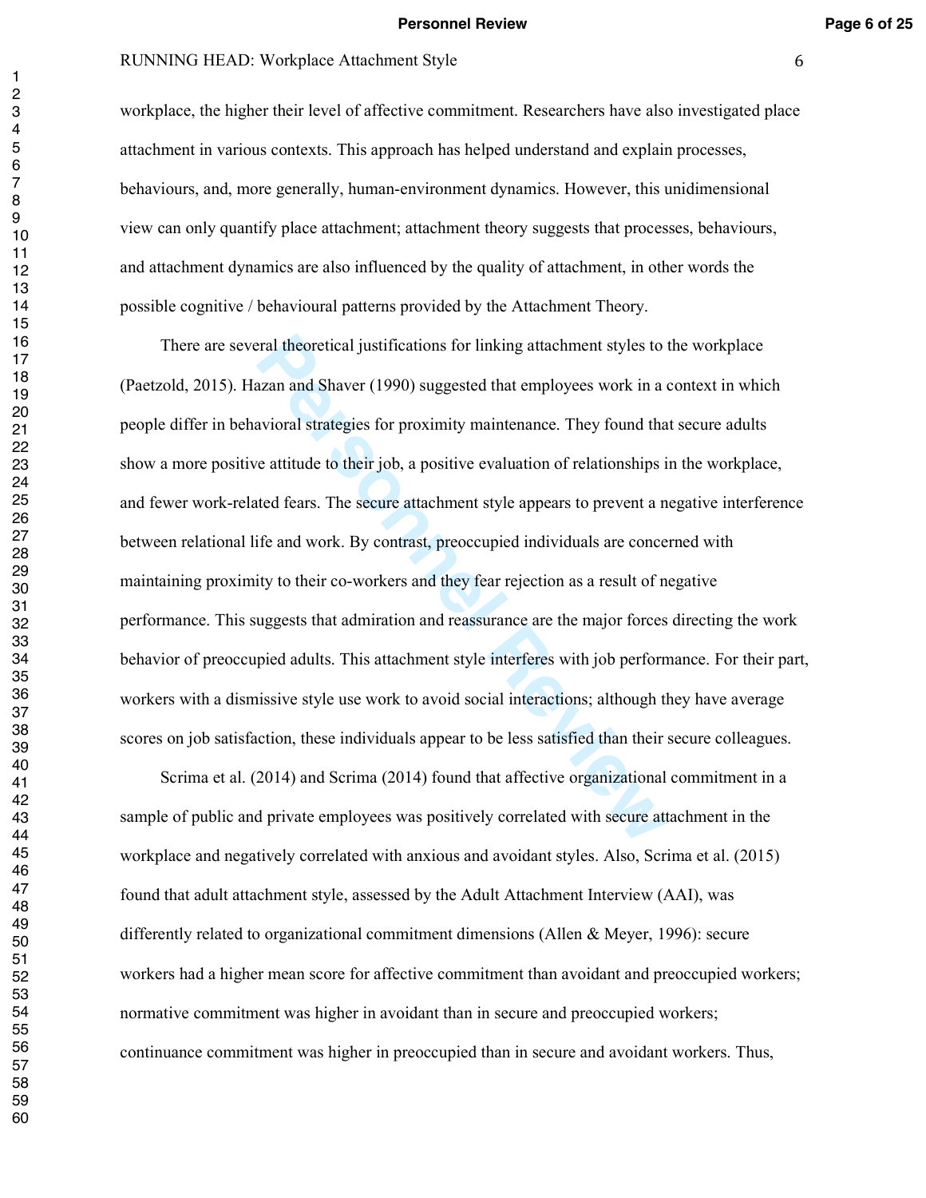workplace, the higher their level of affective commitment. Researchers have also investigated place attachment in various contexts. This approach has helped understand and explain processes, behaviours, and, more generally, human-environment dynamics. However, this unidimensional view can only quantify place attachment; attachment theory suggests that processes, behaviours, and attachment dynamics are also influenced by the quality of attachment, in other words the possible cognitive / behavioural patterns provided by the Attachment Theory.

There are several theoretical justifications for linking attachment styles to the workplace (Paetzold, 2015). Hazan and Shaver (1990) suggested that employees work in a context in which people differ in behavioral strategies for proximity maintenance. They found that secure adults show a more positive attitude to their job, a positive evaluation of relationships in the workplace, and fewer work-related fears. The secure attachment style appears to prevent a negative interference between relational life and work. By contrast, preoccupied individuals are concerned with maintaining proximity to their co-workers and they fear rejection as a result of negative performance. This suggests that admiration and reassurance are the major forces directing the work behavior of preoccupied adults. This attachment style interferes with job performance. For their part, workers with a dismissive style use work to avoid social interactions; although they have average scores on job satisfaction, these individuals appear to be less satisfied than their secure colleagues.

Scrima et al. (2014) and Scrima (2014) found that affective organizational commitment in a sample of public and private employees was positively correlated with secure attachment in the workplace and negatively correlated with anxious and avoidant styles. Also, Scrima et al. (2015) found that adult attachment style, assessed by the Adult Attachment Interview (AAI), was differently related to organizational commitment dimensions (Allen & Meyer, 1996): secure workers had a higher mean score for affective commitment than avoidant and preoccupied workers; normative commitment was higher in avoidant than in secure and preoccupied workers; continuance commitment was higher in preoccupied than in secure and avoidant workers. Thus,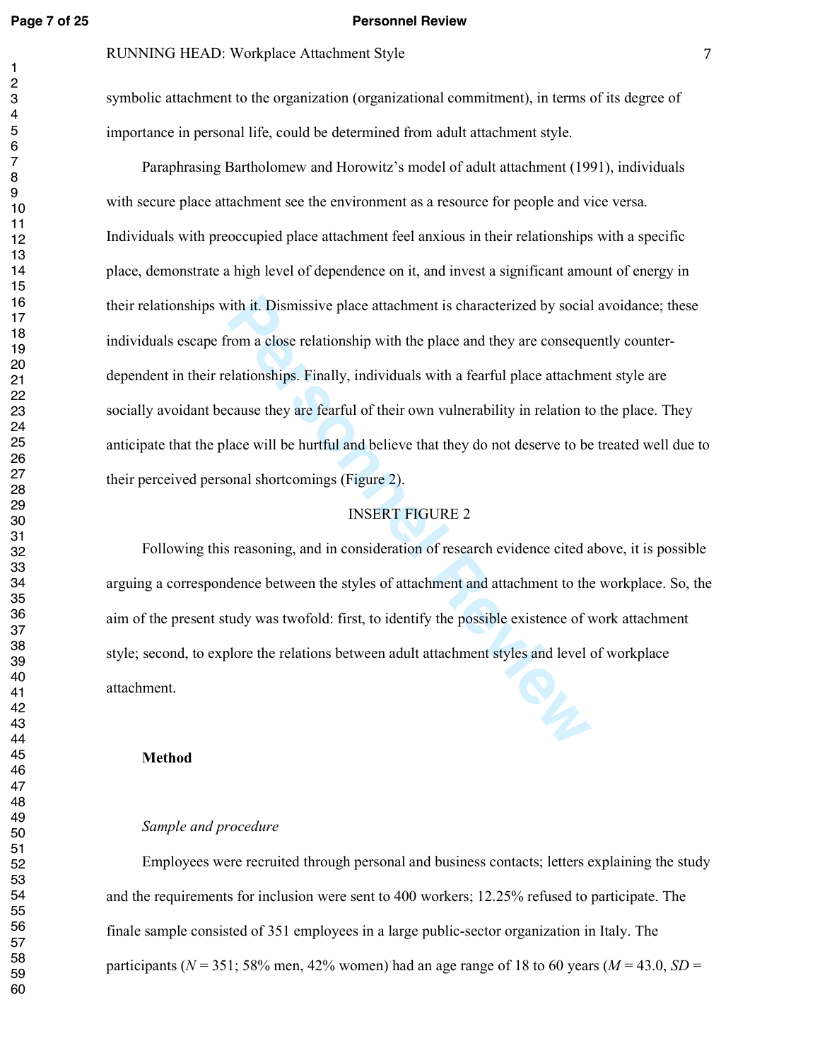symbolic attachment to the organization (organizational commitment), in terms of its degree of importance in personal life, could be determined from adult attachment style.

Paraphrasing Bartholomew and Horowitz's model of adult attachment (1991), individuals with secure place attachment see the environment as a resource for people and vice versa. Individuals with preoccupied place attachment feel anxious in their relationships with a specific place, demonstrate a high level of dependence on it, and invest a significant amount of energy in their relationships with it. Dismissive place attachment is characterized by social avoidance; these individuals escape from a close relationship with the place and they are consequently counter-dependent in their relationships. Finally, individuals with a fearful place attachment style are socially avoidant because they are fearful of their own vulnerability in relation to the place. They anticipate that the place will be hurtful and believe that they do not deserve to be treated well due to their perceived personal shortcomings (Figure 2).

INSERT FIGURE 2

Following this reasoning, and in consideration of research evidence cited above, it is possible arguing a correspondence between the styles of attachment and attachment to the workplace. So, the aim of the present study was twofold: first, to identify the possible existence of work attachment style; second, to explore the relations between adult attachment styles and level of workplace attachment.

## Method

### *Sample and procedure*

Employees were recruited through personal and business contacts; letters explaining the study and the requirements for inclusion were sent to 400 workers; 12.25% refused to participate. The finale sample consisted of 351 employees in a large public-sector organization in Italy. The participants (*N* = 351; 58% men, 42% women) had an age range of 18 to 60 years (*M* = 43.0, *SD* =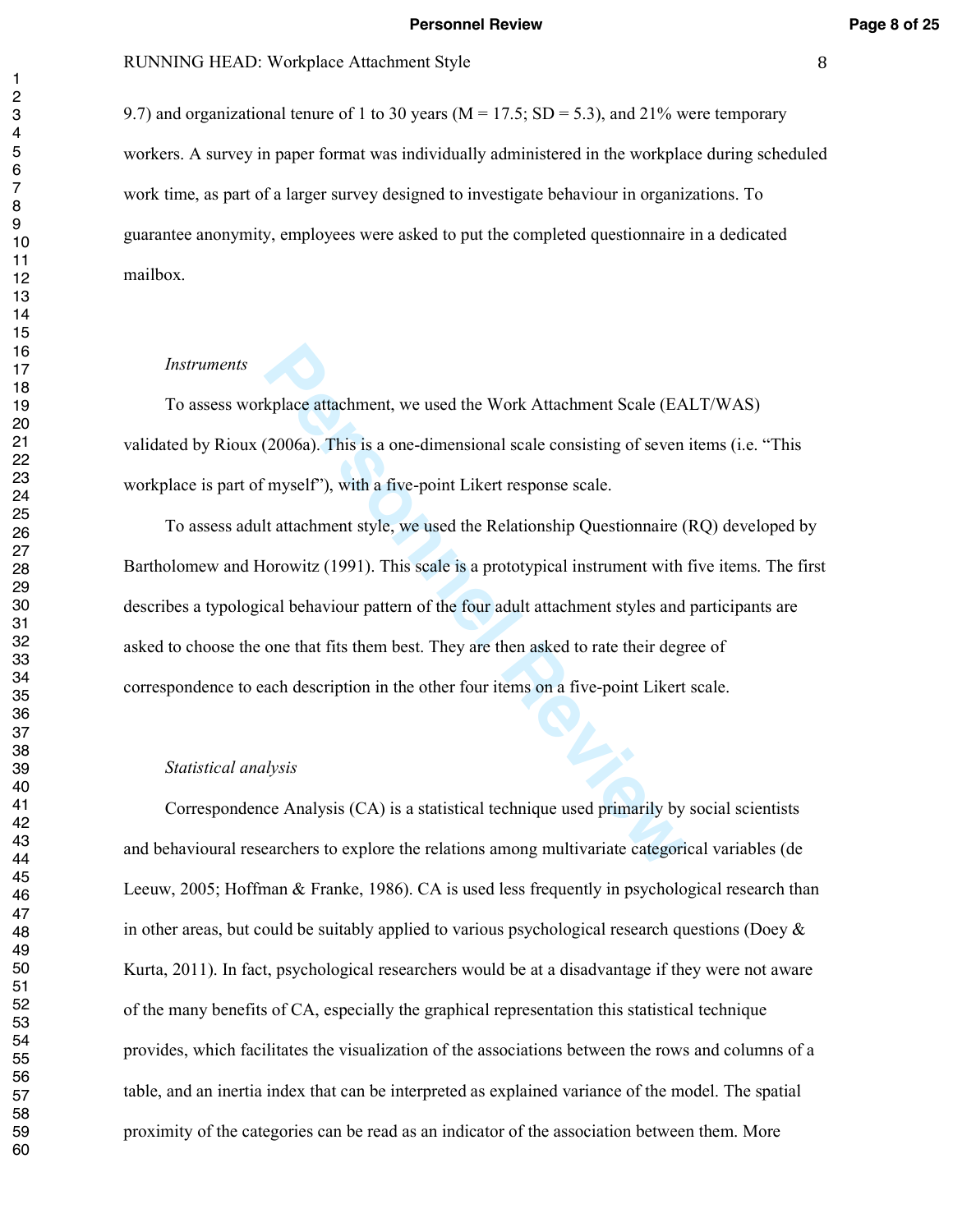9.7) and organizational tenure of 1 to 30 years (M = 17.5; SD = 5.3), and 21% were temporary workers. A survey in paper format was individually administered in the workplace during scheduled work time, as part of a larger survey designed to investigate behaviour in organizations. To guarantee anonymity, employees were asked to put the completed questionnaire in a dedicated mailbox.

*Instruments*

To assess workplace attachment, we used the Work Attachment Scale (EALT/WAS) validated by Rioux (2006a). This is a one-dimensional scale consisting of seven items (i.e. "This workplace is part of myself"), with a five-point Likert response scale.

To assess adult attachment style, we used the Relationship Questionnaire (RQ) developed by Bartholomew and Horowitz (1991). This scale is a prototypical instrument with five items. The first describes a typological behaviour pattern of the four adult attachment styles and participants are asked to choose the one that fits them best. They are then asked to rate their degree of correspondence to each description in the other four items on a five-point Likert scale.

*Statistical analysis*

Correspondence Analysis (CA) is a statistical technique used primarily by social scientists and behavioural researchers to explore the relations among multivariate categorical variables (de Leeuw, 2005; Hoffman & Franke, 1986). CA is used less frequently in psychological research than in other areas, but could be suitably applied to various psychological research questions (Doey & Kurta, 2011). In fact, psychological researchers would be at a disadvantage if they were not aware of the many benefits of CA, especially the graphical representation this statistical technique provides, which facilitates the visualization of the associations between the rows and columns of a table, and an inertia index that can be interpreted as explained variance of the model. The spatial proximity of the categories can be read as an indicator of the association between them. More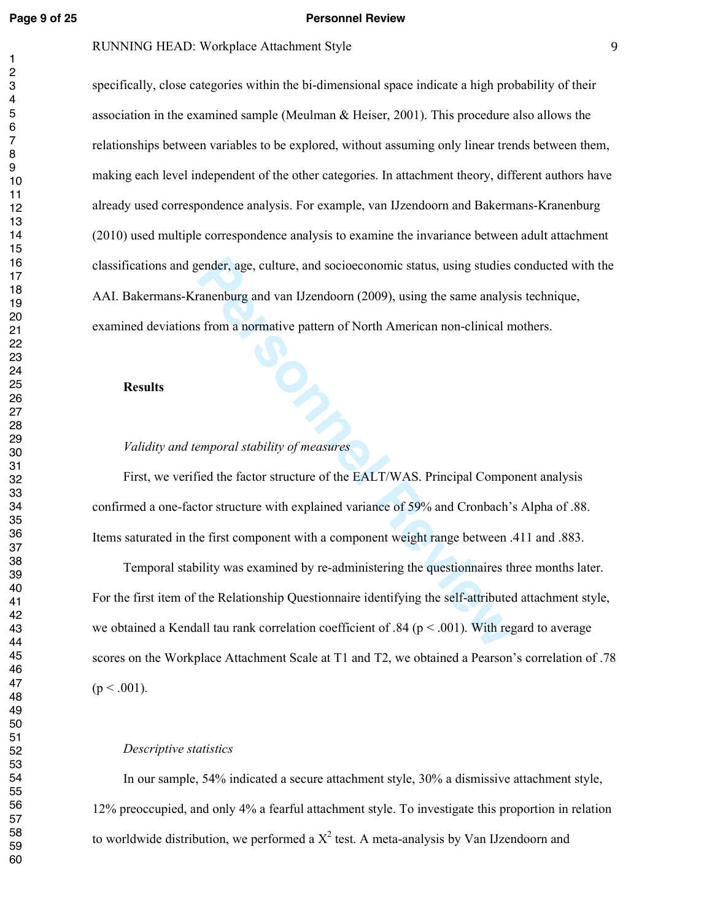specifically, close categories within the bi-dimensional space indicate a high probability of their association in the examined sample (Meulman & Heiser, 2001). This procedure also allows the relationships between variables to be explored, without assuming only linear trends between them, making each level independent of the other categories. In attachment theory, different authors have already used correspondence analysis. For example, van IJzendoorn and Bakermans-Kranenburg (2010) used multiple correspondence analysis to examine the invariance between adult attachment classifications and gender, age, culture, and socioeconomic status, using studies conducted with the AAI. Bakermans-Kranenburg and van IJzendoorn (2009), using the same analysis technique, examined deviations from a normative pattern of North American non-clinical mothers.

## Results

### *Validity and temporal stability of measures*

First, we verified the factor structure of the EALT/WAS. Principal Component analysis confirmed a one-factor structure with explained variance of 59% and Cronbach's Alpha of .88. Items saturated in the first component with a component weight range between .411 and .883.

Temporal stability was examined by re-administering the questionnaires three months later. For the first item of the Relationship Questionnaire identifying the self-attributed attachment style, we obtained a Kendall tau rank correlation coefficient of .84 ($p < .001$). With regard to average scores on the Workplace Attachment Scale at T1 and T2, we obtained a Pearson's correlation of .78 ($p < .001$).

### *Descriptive statistics*

In our sample, 54% indicated a secure attachment style, 30% a dismissive attachment style, 12% preoccupied, and only 4% a fearful attachment style. To investigate this proportion in relation to worldwide distribution, we performed a $X^2$ test. A meta-analysis by Van IJzendoorn and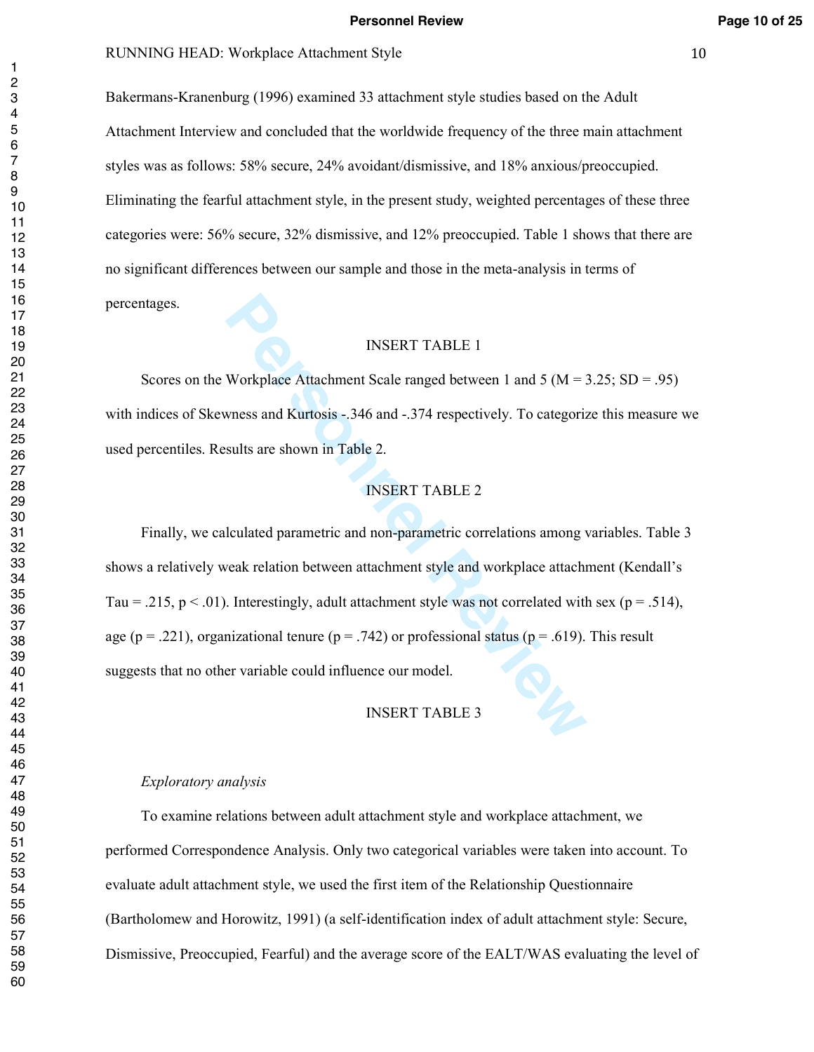Bakermans-Kranenburg (1996) examined 33 attachment style studies based on the Adult Attachment Interview and concluded that the worldwide frequency of the three main attachment styles was as follows: 58% secure, 24% avoidant/dismissive, and 18% anxious/preoccupied. Eliminating the fearful attachment style, in the present study, weighted percentages of these three categories were: 56% secure, 32% dismissive, and 12% preoccupied. Table 1 shows that there are no significant differences between our sample and those in the meta-analysis in terms of percentages.

INSERT TABLE 1

Scores on the Workplace Attachment Scale ranged between 1 and 5 ($M = 3.25$; $SD = .95$) with indices of Skewness and Kurtosis -.346 and -.374 respectively. To categorize this measure we used percentiles. Results are shown in Table 2.

INSERT TABLE 2

Finally, we calculated parametric and non-parametric correlations among variables. Table 3 shows a relatively weak relation between attachment style and workplace attachment (Kendall's Tau = .215, $p < .01$). Interestingly, adult attachment style was not correlated with sex ($p = .514$), age ($p = .221$), organizational tenure ($p = .742$) or professional status ($p = .619$). This result suggests that no other variable could influence our model.

INSERT TABLE 3

*Exploratory analysis*

To examine relations between adult attachment style and workplace attachment, we performed Correspondence Analysis. Only two categorical variables were taken into account. To evaluate adult attachment style, we used the first item of the Relationship Questionnaire (Bartholomew and Horowitz, 1991) (a self-identification index of adult attachment style: Secure, Dismissive, Preoccupied, Fearful) and the average score of the EALT/WAS evaluating the level of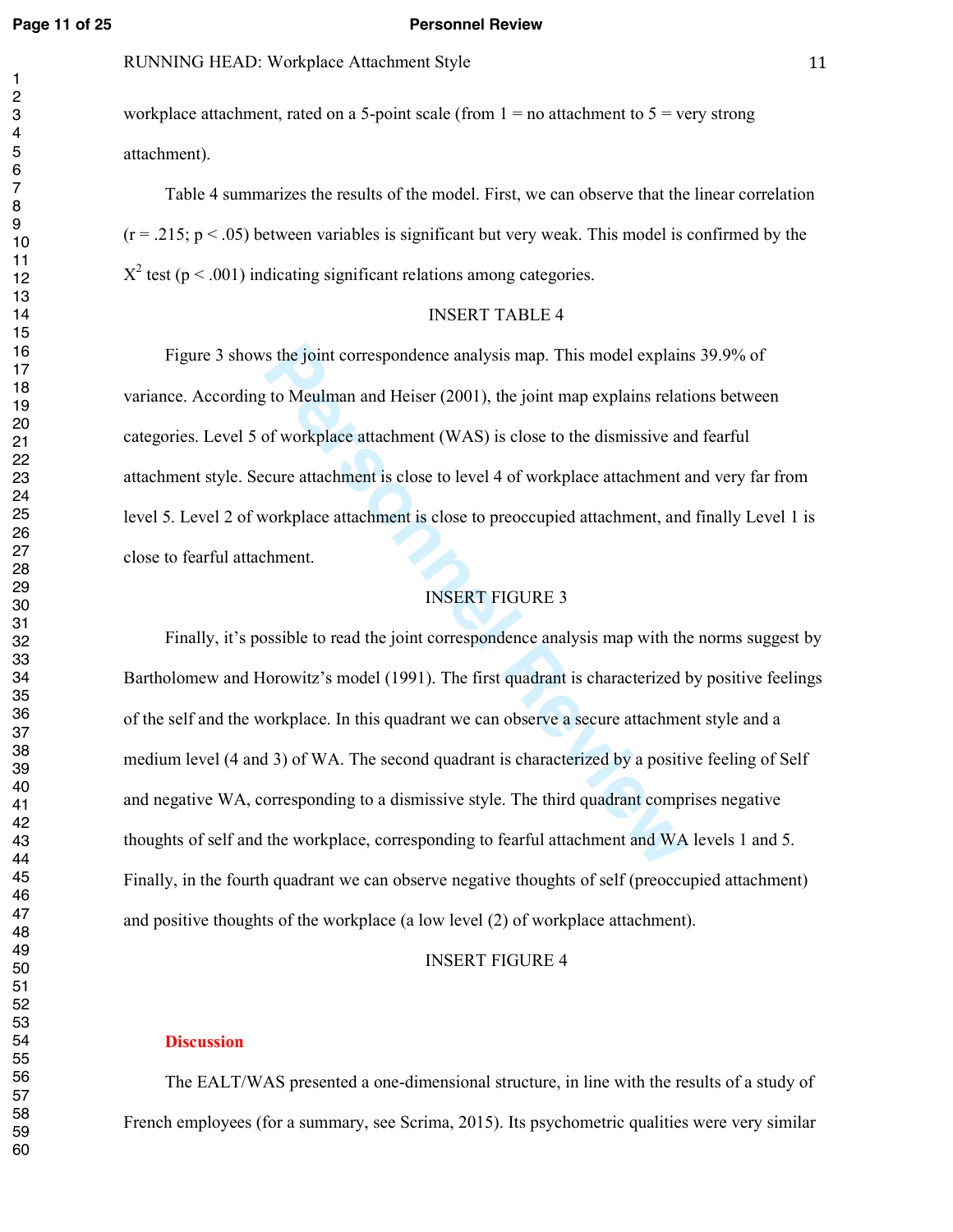workplace attachment, rated on a 5-point scale (from 1 = no attachment to 5 = very strong attachment).

Table 4 summarizes the results of the model. First, we can observe that the linear correlation ($r = .215$; $p < .05$) between variables is significant but very weak. This model is confirmed by the $X^2$ test ($p < .001$) indicating significant relations among categories.

INSERT TABLE 4

Figure 3 shows the joint correspondence analysis map. This model explains 39.9% of variance. According to Meulman and Heiser (2001), the joint map explains relations between categories. Level 5 of workplace attachment (WAS) is close to the dismissive and fearful attachment style. Secure attachment is close to level 4 of workplace attachment and very far from level 5. Level 2 of workplace attachment is close to preoccupied attachment, and finally Level 1 is close to fearful attachment.

INSERT FIGURE 3

Finally, it's possible to read the joint correspondence analysis map with the norms suggest by Bartholomew and Horowitz's model (1991). The first quadrant is characterized by positive feelings of the self and the workplace. In this quadrant we can observe a secure attachment style and a medium level (4 and 3) of WA. The second quadrant is characterized by a positive feeling of Self and negative WA, corresponding to a dismissive style. The third quadrant comprises negative thoughts of self and the workplace, corresponding to fearful attachment and WA levels 1 and 5. Finally, in the fourth quadrant we can observe negative thoughts of self (preoccupied attachment) and positive thoughts of the workplace (a low level (2) of workplace attachment).

INSERT FIGURE 4

## Discussion

The EALT/WAS presented a one-dimensional structure, in line with the results of a study of French employees (for a summary, see Scrima, 2015). Its psychometric qualities were very similar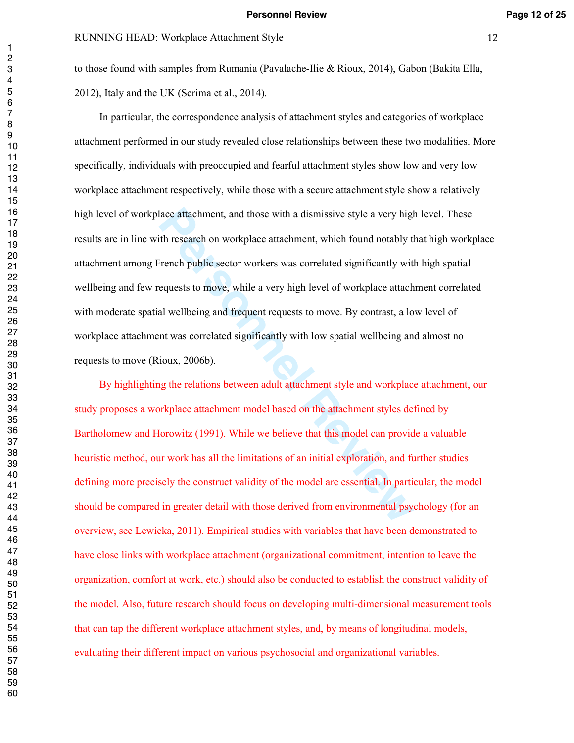to those found with samples from Rumania (Pavalache-Ilie & Rioux, 2014), Gabon (Bakita Ella, 2012), Italy and the UK (Scrima et al., 2014).

In particular, the correspondence analysis of attachment styles and categories of workplace attachment performed in our study revealed close relationships between these two modalities. More specifically, individuals with preoccupied and fearful attachment styles show low and very low workplace attachment respectively, while those with a secure attachment style show a relatively high level of workplace attachment, and those with a dismissive style a very high level. These results are in line with research on workplace attachment, which found notably that high workplace attachment among French public sector workers was correlated significantly with high spatial wellbeing and few requests to move, while a very high level of workplace attachment correlated with moderate spatial wellbeing and frequent requests to move. By contrast, a low level of workplace attachment was correlated significantly with low spatial wellbeing and almost no requests to move (Rioux, 2006b).

By highlighting the relations between adult attachment style and workplace attachment, our study proposes a workplace attachment model based on the attachment styles defined by Bartholomew and Horowitz (1991). While we believe that this model can provide a valuable heuristic method, our work has all the limitations of an initial exploration, and further studies defining more precisely the construct validity of the model are essential. In particular, the model should be compared in greater detail with those derived from environmental psychology (for an overview, see Lewicka, 2011). Empirical studies with variables that have been demonstrated to have close links with workplace attachment (organizational commitment, intention to leave the organization, comfort at work, etc.) should also be conducted to establish the construct validity of the model. Also, future research should focus on developing multi-dimensional measurement tools that can tap the different workplace attachment styles, and, by means of longitudinal models, evaluating their different impact on various psychosocial and organizational variables.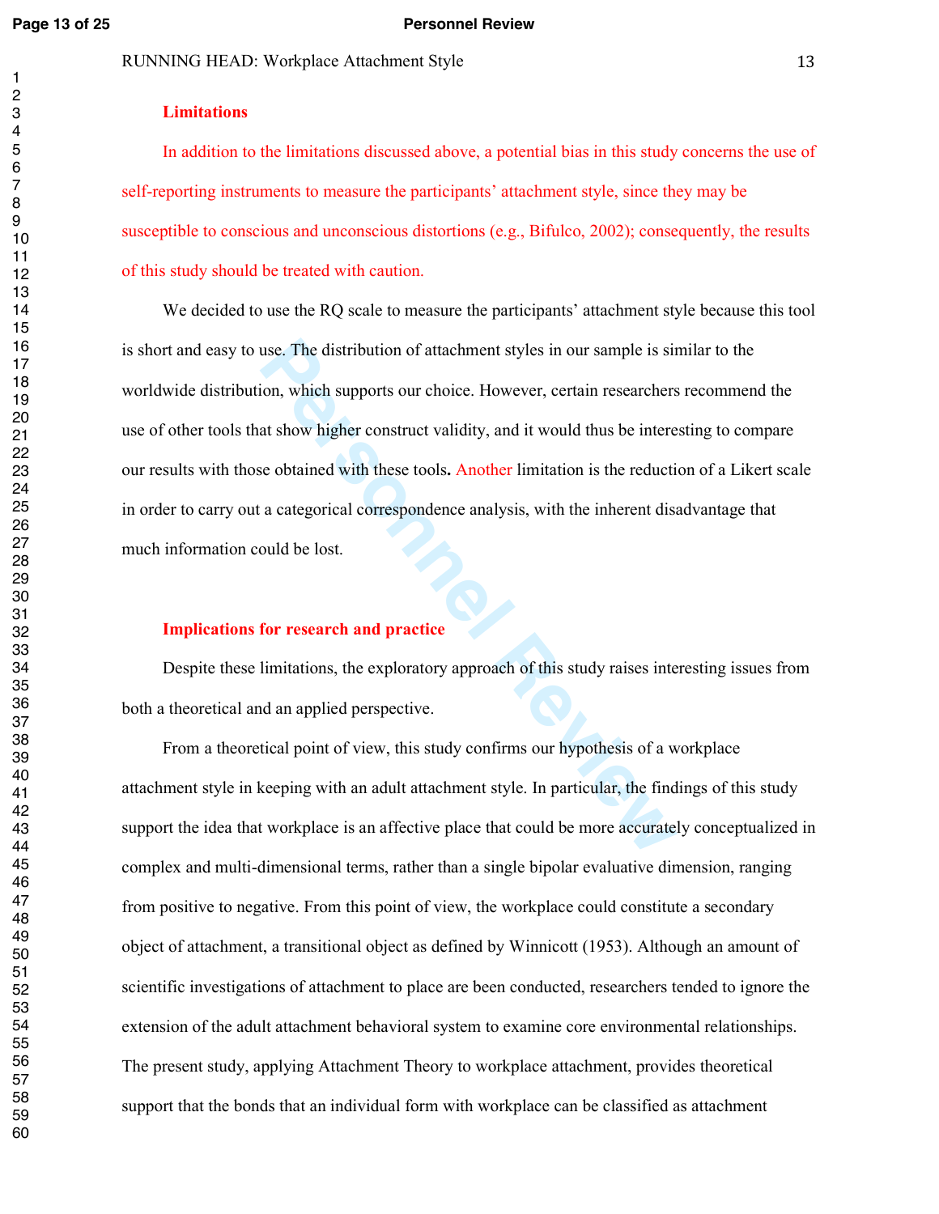## Limitations

In addition to the limitations discussed above, a potential bias in this study concerns the use of self-reporting instruments to measure the participants' attachment style, since they may be susceptible to conscious and unconscious distortions (e.g., Bifulco, 2002); consequently, the results of this study should be treated with caution.

We decided to use the RQ scale to measure the participants' attachment style because this tool is short and easy to use. The distribution of attachment styles in our sample is similar to the worldwide distribution, which supports our choice. However, certain researchers recommend the use of other tools that show higher construct validity, and it would thus be interesting to compare our results with those obtained with these tools**.** Another limitation is the reduction of a Likert scale in order to carry out a categorical correspondence analysis, with the inherent disadvantage that much information could be lost.

## Implications for research and practice

Despite these limitations, the exploratory approach of this study raises interesting issues from both a theoretical and an applied perspective.

From a theoretical point of view, this study confirms our hypothesis of a workplace attachment style in keeping with an adult attachment style. In particular, the findings of this study support the idea that workplace is an affective place that could be more accurately conceptualized in complex and multi-dimensional terms, rather than a single bipolar evaluative dimension, ranging from positive to negative. From this point of view, the workplace could constitute a secondary object of attachment, a transitional object as defined by Winnicott (1953). Although an amount of scientific investigations of attachment to place are been conducted, researchers tended to ignore the extension of the adult attachment behavioral system to examine core environmental relationships. The present study, applying Attachment Theory to workplace attachment, provides theoretical support that the bonds that an individual form with workplace can be classified as attachment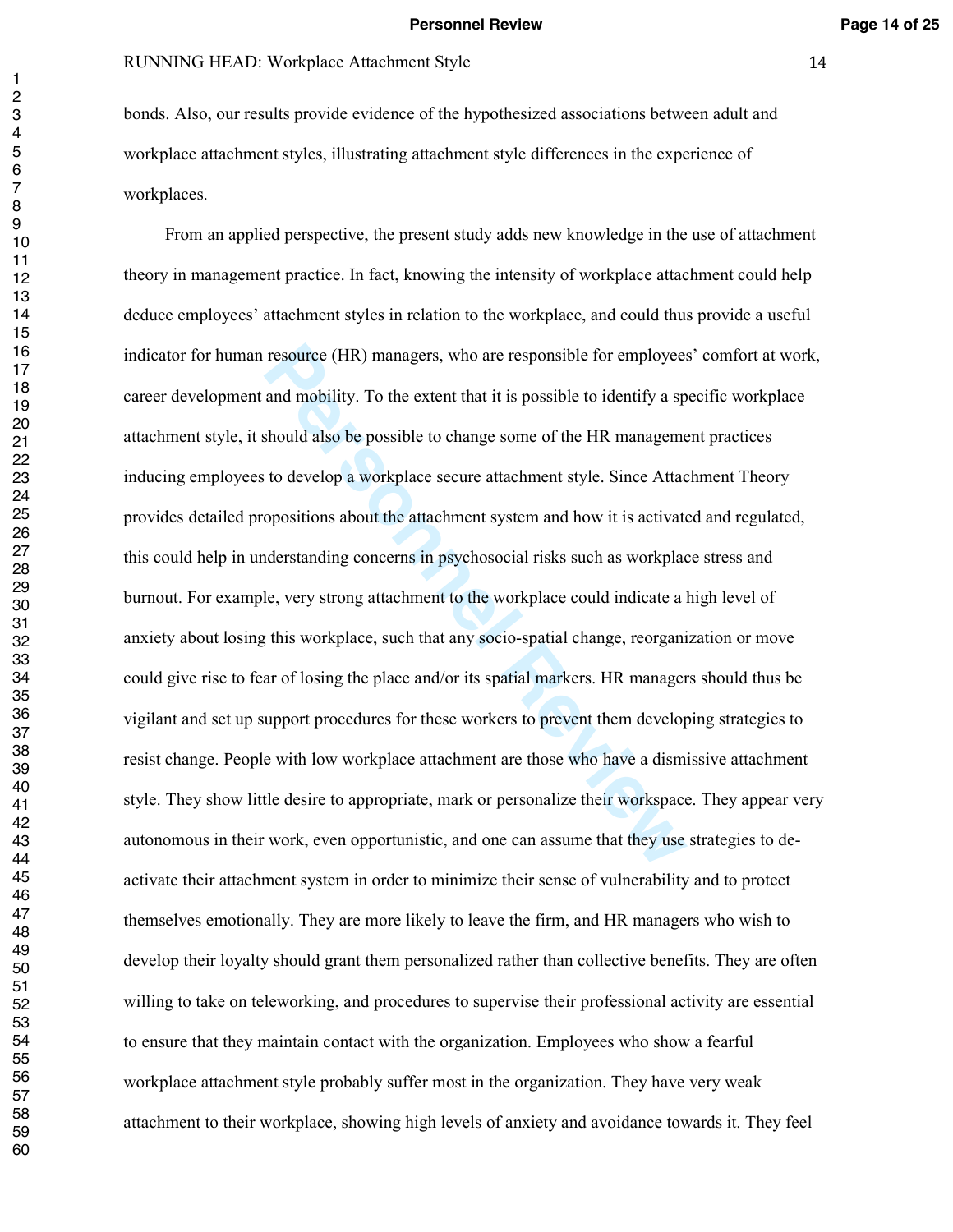bonds. Also, our results provide evidence of the hypothesized associations between adult and workplace attachment styles, illustrating attachment style differences in the experience of workplaces.

From an applied perspective, the present study adds new knowledge in the use of attachment theory in management practice. In fact, knowing the intensity of workplace attachment could help deduce employees' attachment styles in relation to the workplace, and could thus provide a useful indicator for human resource (HR) managers, who are responsible for employees' comfort at work, career development and mobility. To the extent that it is possible to identify a specific workplace attachment style, it should also be possible to change some of the HR management practices inducing employees to develop a workplace secure attachment style. Since Attachment Theory provides detailed propositions about the attachment system and how it is activated and regulated, this could help in understanding concerns in psychosocial risks such as workplace stress and burnout. For example, very strong attachment to the workplace could indicate a high level of anxiety about losing this workplace, such that any socio-spatial change, reorganization or move could give rise to fear of losing the place and/or its spatial markers. HR managers should thus be vigilant and set up support procedures for these workers to prevent them developing strategies to resist change. People with low workplace attachment are those who have a dismissive attachment style. They show little desire to appropriate, mark or personalize their workspace. They appear very autonomous in their work, even opportunistic, and one can assume that they use strategies to de-activate their attachment system in order to minimize their sense of vulnerability and to protect themselves emotionally. They are more likely to leave the firm, and HR managers who wish to develop their loyalty should grant them personalized rather than collective benefits. They are often willing to take on teleworking, and procedures to supervise their professional activity are essential to ensure that they maintain contact with the organization. Employees who show a fearful workplace attachment style probably suffer most in the organization. They have very weak attachment to their workplace, showing high levels of anxiety and avoidance towards it. They feel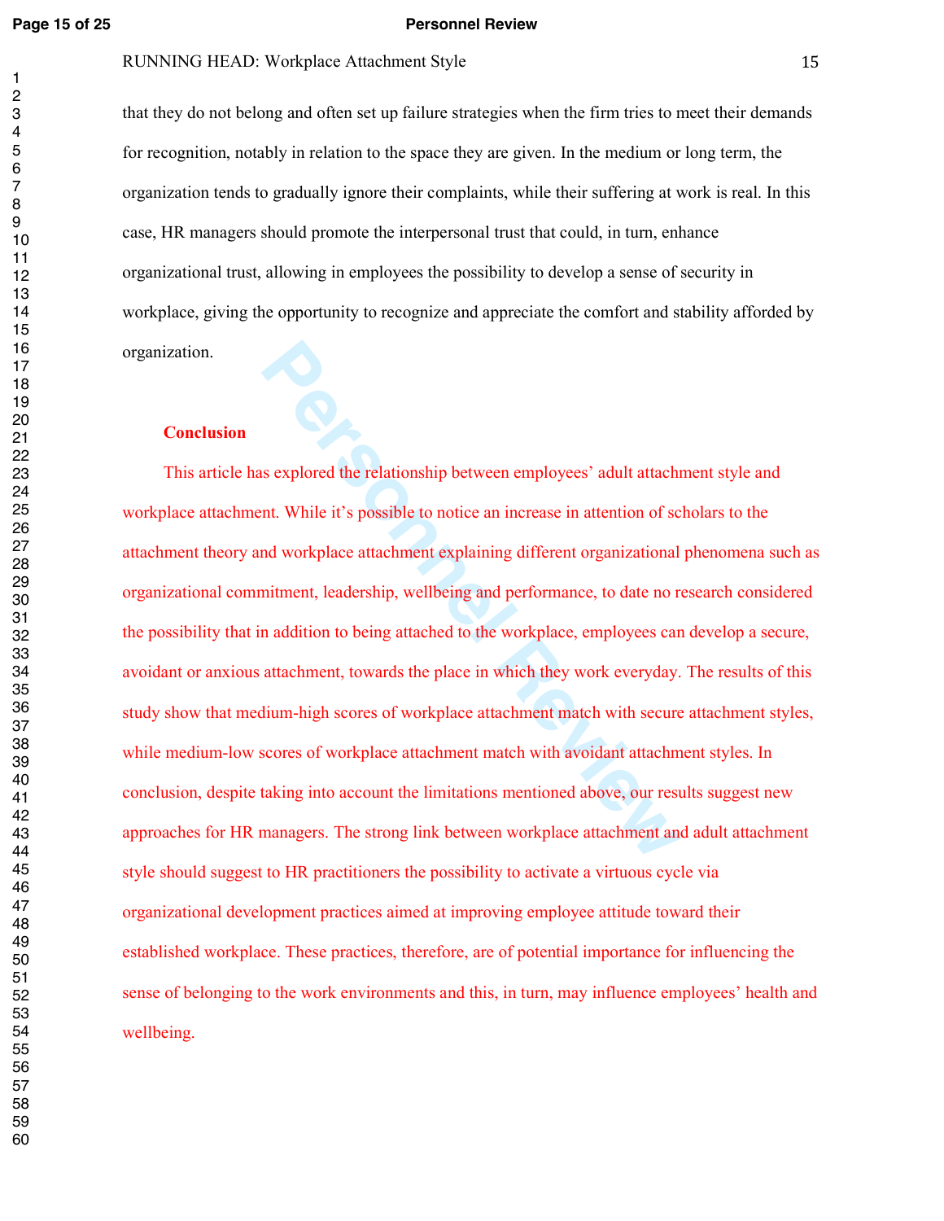that they do not belong and often set up failure strategies when the firm tries to meet their demands for recognition, notably in relation to the space they are given. In the medium or long term, the organization tends to gradually ignore their complaints, while their suffering at work is real. In this case, HR managers should promote the interpersonal trust that could, in turn, enhance organizational trust, allowing in employees the possibility to develop a sense of security in workplace, giving the opportunity to recognize and appreciate the comfort and stability afforded by organization.

## Conclusion

This article has explored the relationship between employees' adult attachment style and workplace attachment. While it's possible to notice an increase in attention of scholars to the attachment theory and workplace attachment explaining different organizational phenomena such as organizational commitment, leadership, wellbeing and performance, to date no research considered the possibility that in addition to being attached to the workplace, employees can develop a secure, avoidant or anxious attachment, towards the place in which they work everyday. The results of this study show that medium-high scores of workplace attachment match with secure attachment styles, while medium-low scores of workplace attachment match with avoidant attachment styles. In conclusion, despite taking into account the limitations mentioned above, our results suggest new approaches for HR managers. The strong link between workplace attachment and adult attachment style should suggest to HR practitioners the possibility to activate a virtuous cycle via organizational development practices aimed at improving employee attitude toward their established workplace. These practices, therefore, are of potential importance for influencing the sense of belonging to the work environments and this, in turn, may influence employees' health and wellbeing.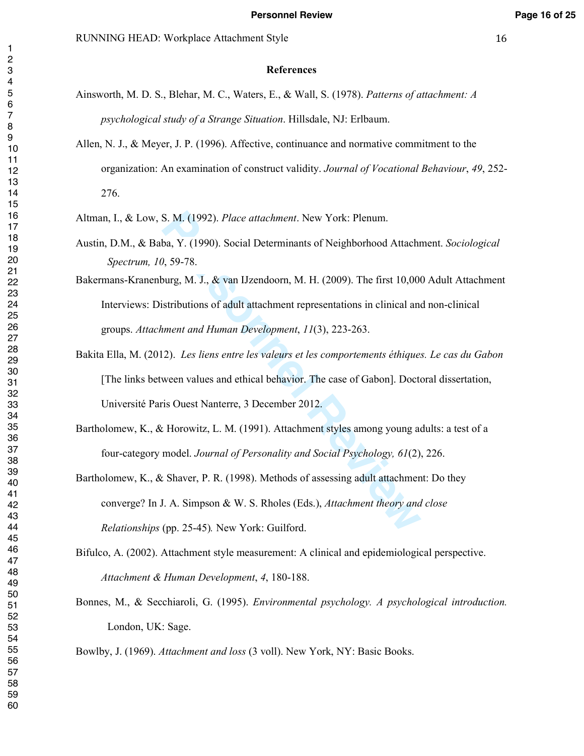# References

Ainsworth, M. D. S., Blehar, M. C., Waters, E., & Wall, S. (1978). *Patterns of attachment: A psychological study of a Strange Situation*. Hillsdale, NJ: Erlbaum.

Allen, N. J., & Meyer, J. P. (1996). Affective, continuance and normative commitment to the organization: An examination of construct validity. *Journal of Vocational Behaviour*, *49*, 252-276.

Altman, I., & Low, S. M. (1992). *Place attachment*. New York: Plenum.

Austin, D.M., & Baba, Y. (1990). Social Determinants of Neighborhood Attachment. *Sociological Spectrum, 10*, 59-78.

Bakermans-Kranenburg, M. J., & van IJzendoorn, M. H. (2009). The first 10,000 Adult Attachment Interviews: Distributions of adult attachment representations in clinical and non-clinical groups. *Attachment and Human Development*, *11*(3), 223-263.

Bakita Ella, M. (2012). *Les liens entre les valeurs et les comportements éthiques. Le cas du Gabon* [The links between values and ethical behavior. The case of Gabon]. Doctoral dissertation, Université Paris Ouest Nanterre, 3 December 2012.

Bartholomew, K., & Horowitz, L. M. (1991). Attachment styles among young adults: a test of a four-category model. *Journal of Personality and Social Psychology, 61*(2), 226.

Bartholomew, K., & Shaver, P. R. (1998). Methods of assessing adult attachment: Do they converge? In J. A. Simpson & W. S. Rholes (Eds.), *Attachment theory and close Relationships* (pp. 25-45)*.* New York: Guilford.

Bifulco, A. (2002). Attachment style measurement: A clinical and epidemiological perspective. *Attachment & Human Development*, *4*, 180-188.

Bonnes, M., & Secchiaroli, G. (1995). *Environmental psychology. A psychological introduction.* London, UK: Sage.

Bowlby, J. (1969). *Attachment and loss* (3 voll). New York, NY: Basic Books.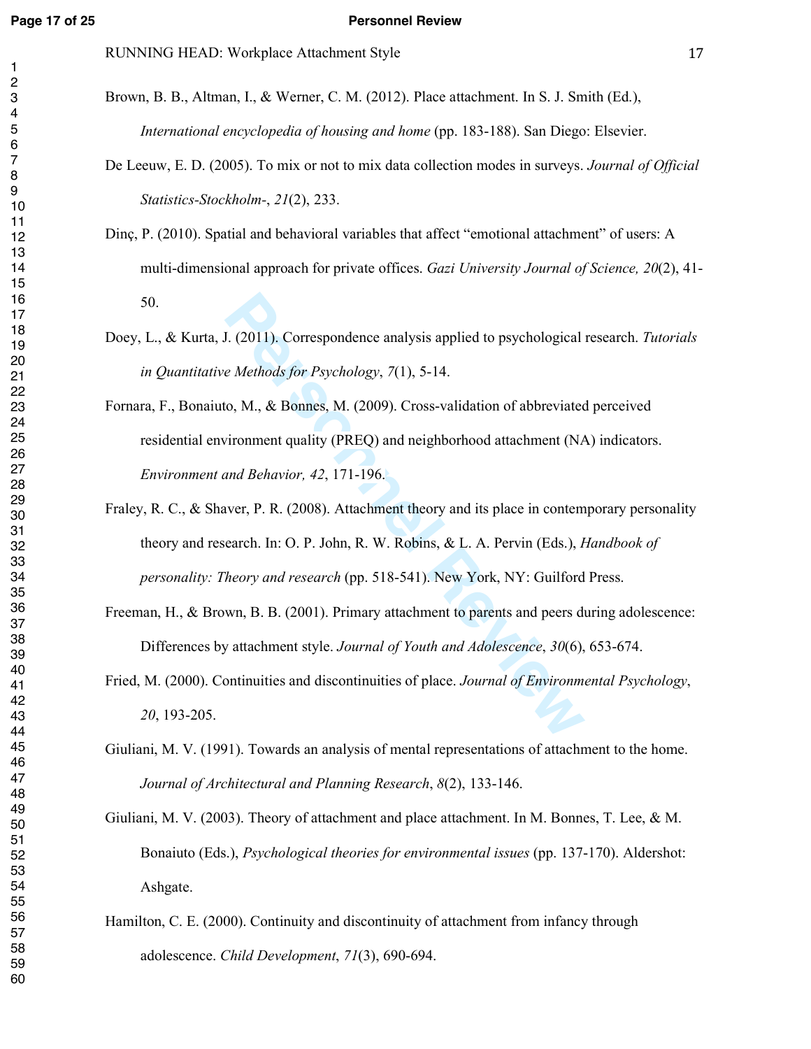Brown, B. B., Altman, I., & Werner, C. M. (2012). Place attachment. In S. J. Smith (Ed.), *International encyclopedia of housing and home* (pp. 183-188). San Diego: Elsevier.

De Leeuw, E. D. (2005). To mix or not to mix data collection modes in surveys. *Journal of Official Statistics-Stockholm-*, *21*(2), 233.

Dinç, P. (2010). Spatial and behavioral variables that affect "emotional attachment" of users: A multi-dimensional approach for private offices. *Gazi University Journal of Science, 20*(2), 41-50.

Doey, L., & Kurta, J. (2011). Correspondence analysis applied to psychological research. *Tutorials in Quantitative Methods for Psychology*, *7*(1), 5-14.

Fornara, F., Bonaiuto, M., & Bonnes, M. (2009). Cross-validation of abbreviated perceived residential environment quality (PREQ) and neighborhood attachment (NA) indicators. *Environment and Behavior, 42*, 171-196.

Fraley, R. C., & Shaver, P. R. (2008). Attachment theory and its place in contemporary personality theory and research. In: O. P. John, R. W. Robins, & L. A. Pervin (Eds.), *Handbook of personality: Theory and research* (pp. 518-541). New York, NY: Guilford Press.

Freeman, H., & Brown, B. B. (2001). Primary attachment to parents and peers during adolescence: Differences by attachment style. *Journal of Youth and Adolescence*, *30*(6), 653-674.

Fried, M. (2000). Continuities and discontinuities of place. *Journal of Environmental Psychology*, *20*, 193-205.

Giuliani, M. V. (1991). Towards an analysis of mental representations of attachment to the home. *Journal of Architectural and Planning Research*, *8*(2), 133-146.

Giuliani, M. V. (2003). Theory of attachment and place attachment. In M. Bonnes, T. Lee, & M. Bonaiuto (Eds.), *Psychological theories for environmental issues* (pp. 137-170). Aldershot: Ashgate.

Hamilton, C. E. (2000). Continuity and discontinuity of attachment from infancy through adolescence. *Child Development*, *71*(3), 690-694.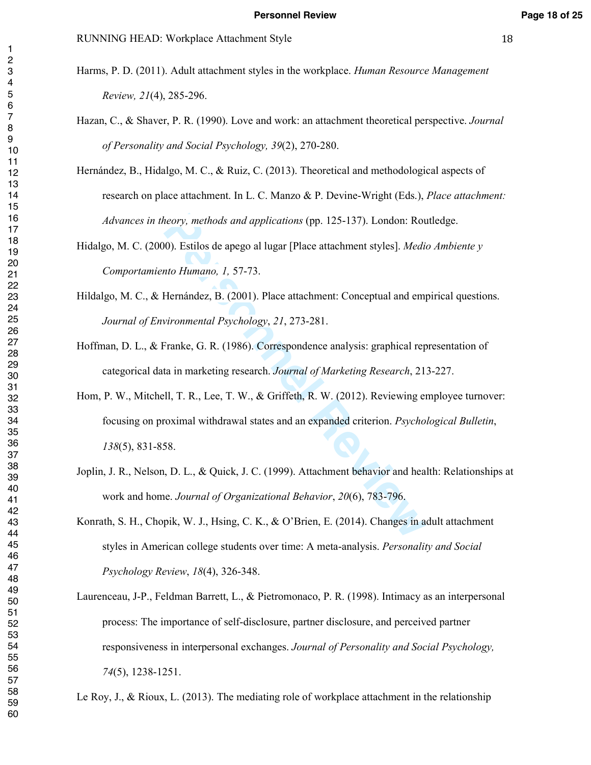Harms, P. D. (2011). Adult attachment styles in the workplace. *Human Resource Management Review, 21*(4), 285-296.

Hazan, C., & Shaver, P. R. (1990). Love and work: an attachment theoretical perspective. *Journal of Personality and Social Psychology, 39*(2), 270-280.

Hernández, B., Hidalgo, M. C., & Ruiz, C. (2013). Theoretical and methodological aspects of research on place attachment. In L. C. Manzo & P. Devine-Wright (Eds.), *Place attachment: Advances in theory, methods and applications* (pp. 125-137). London: Routledge.

Hidalgo, M. C. (2000). Estilos de apego al lugar [Place attachment styles]. *Medio Ambiente y Comportamiento Humano, 1,* 57-73.

Hildalgo, M. C., & Hernández, B. (2001). Place attachment: Conceptual and empirical questions. *Journal of Environmental Psychology*, *21*, 273-281.

Hoffman, D. L., & Franke, G. R. (1986). Correspondence analysis: graphical representation of categorical data in marketing research. *Journal of Marketing Research*, 213-227.

Hom, P. W., Mitchell, T. R., Lee, T. W., & Griffeth, R. W. (2012). Reviewing employee turnover: focusing on proximal withdrawal states and an expanded criterion. *Psychological Bulletin*, *138*(5), 831-858.

Joplin, J. R., Nelson, D. L., & Quick, J. C. (1999). Attachment behavior and health: Relationships at work and home. *Journal of Organizational Behavior*, *20*(6), 783-796.

Konrath, S. H., Chopik, W. J., Hsing, C. K., & O'Brien, E. (2014). Changes in adult attachment styles in American college students over time: A meta-analysis. *Personality and Social Psychology Review*, *18*(4), 326-348.

Laurenceau, J-P., Feldman Barrett, L., & Pietromonaco, P. R. (1998). Intimacy as an interpersonal process: The importance of self-disclosure, partner disclosure, and perceived partner responsiveness in interpersonal exchanges. *Journal of Personality and Social Psychology, 74*(5), 1238-1251.

Le Roy, J., & Rioux, L. (2013). The mediating role of workplace attachment in the relationship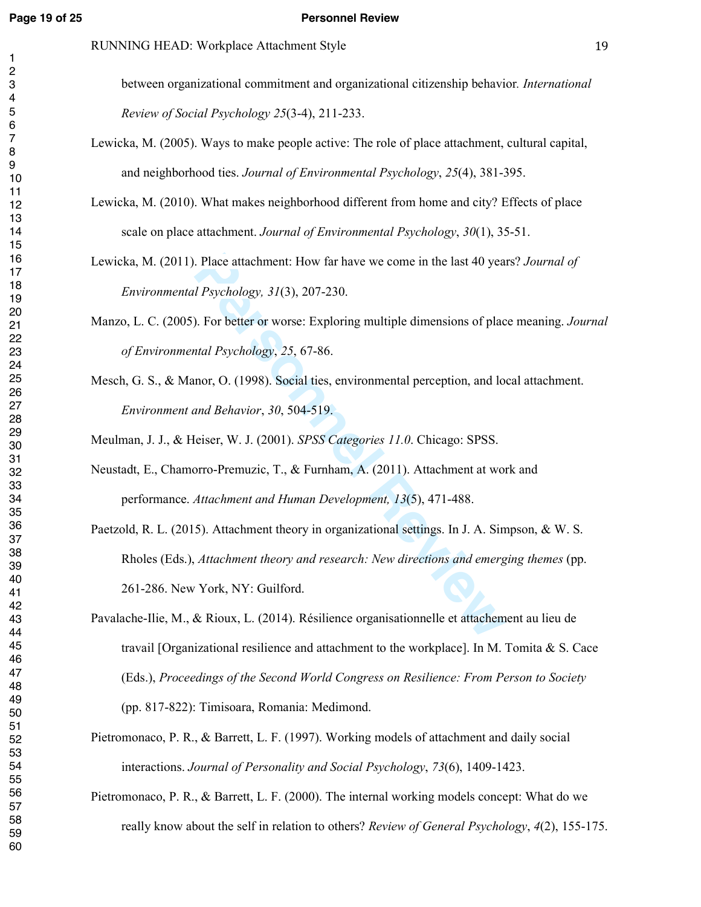between organizational commitment and organizational citizenship behavior. *International Review of Social Psychology 25*(3-4), 211-233.

Lewicka, M. (2005). Ways to make people active: The role of place attachment, cultural capital, and neighborhood ties. *Journal of Environmental Psychology*, *25*(4), 381-395.

Lewicka, M. (2010). What makes neighborhood different from home and city? Effects of place scale on place attachment. *Journal of Environmental Psychology*, *30*(1), 35-51.

Lewicka, M. (2011). Place attachment: How far have we come in the last 40 years? *Journal of Environmental Psychology, 31*(3), 207-230.

Manzo, L. C. (2005). For better or worse: Exploring multiple dimensions of place meaning. *Journal of Environmental Psychology*, *25*, 67-86.

Mesch, G. S., & Manor, O. (1998). Social ties, environmental perception, and local attachment. *Environment and Behavior*, *30*, 504-519.

Meulman, J. J., & Heiser, W. J. (2001). *SPSS Categories 11.0*. Chicago: SPSS.

Neustadt, E., Chamorro-Premuzic, T., & Furnham, A. (2011). Attachment at work and performance. *Attachment and Human Development, 13*(5), 471-488.

Paetzold, R. L. (2015). Attachment theory in organizational settings. In J. A. Simpson, & W. S. Rholes (Eds.), *Attachment theory and research: New directions and emerging themes* (pp. 261-286. New York, NY: Guilford.

Pavalache-Ilie, M., & Rioux, L. (2014). Résilience organisationnelle et attachement au lieu de travail [Organizational resilience and attachment to the workplace]. In M. Tomita & S. Cace (Eds.), *Proceedings of the Second World Congress on Resilience: From Person to Society* (pp. 817-822): Timisoara, Romania: Medimond.

Pietromonaco, P. R., & Barrett, L. F. (1997). Working models of attachment and daily social interactions. *Journal of Personality and Social Psychology*, *73*(6), 1409-1423.

Pietromonaco, P. R., & Barrett, L. F. (2000). The internal working models concept: What do we really know about the self in relation to others? *Review of General Psychology*, *4*(2), 155-175.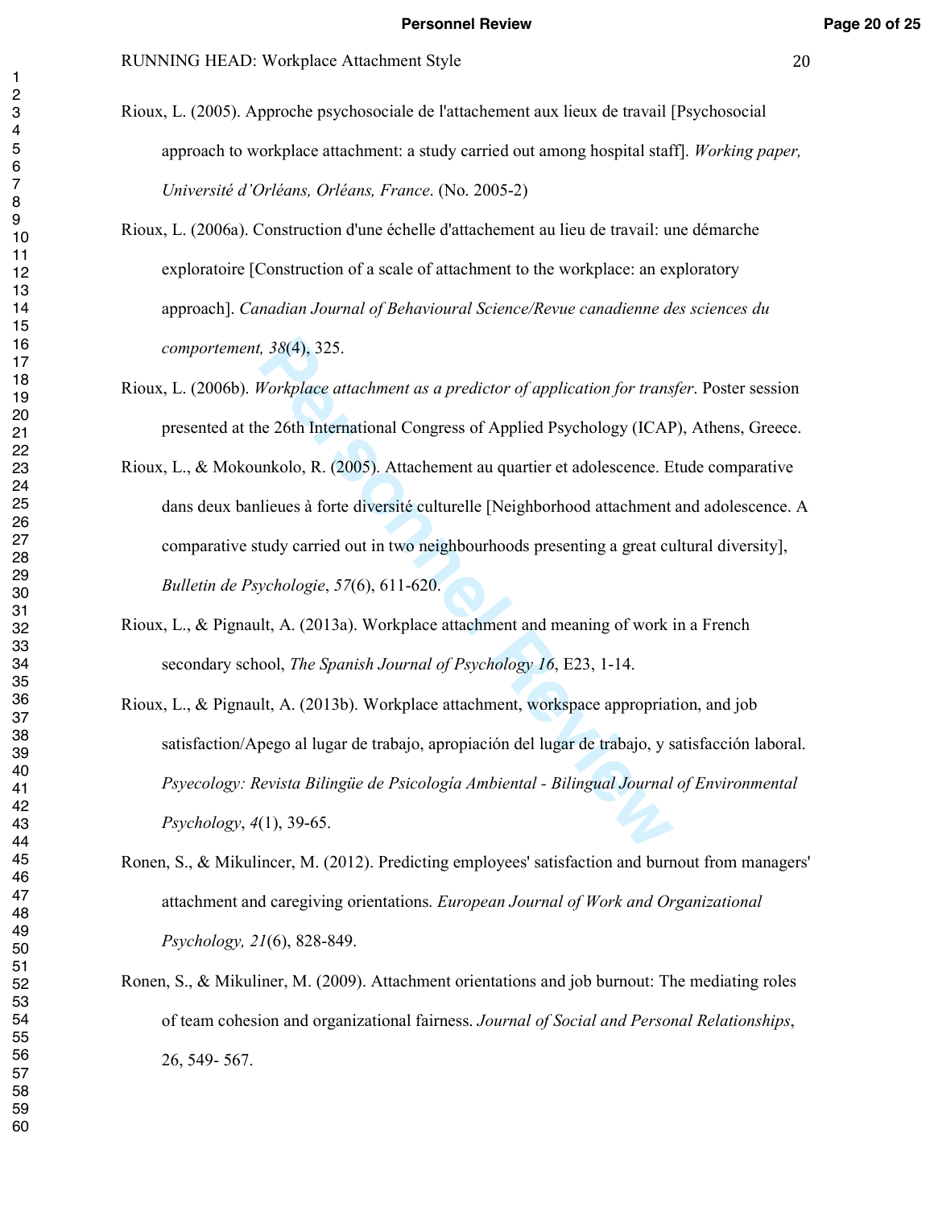Rioux, L. (2005). Approche psychosociale de l'attachement aux lieux de travail [Psychosocial approach to workplace attachment: a study carried out among hospital staff]. *Working paper, Université d'Orléans, Orléans, France*. (No. 2005-2)

Rioux, L. (2006a). Construction d'une échelle d'attachement au lieu de travail: une démarche exploratoire [Construction of a scale of attachment to the workplace: an exploratory approach]. *Canadian Journal of Behavioural Science/Revue canadienne des sciences du comportement, 38*(4), 325.

Rioux, L. (2006b). *Workplace attachment as a predictor of application for transfer*. Poster session presented at the 26th International Congress of Applied Psychology (ICAP), Athens, Greece.

Rioux, L., & Mokounkolo, R. (2005). Attachement au quartier et adolescence. Etude comparative dans deux banlieues à forte diversité culturelle [Neighborhood attachment and adolescence. A comparative study carried out in two neighbourhoods presenting a great cultural diversity], *Bulletin de Psychologie*, *57*(6), 611-620.

Rioux, L., & Pignault, A. (2013a). Workplace attachment and meaning of work in a French secondary school, *The Spanish Journal of Psychology 16*, E23, 1-14.

Rioux, L., & Pignault, A. (2013b). Workplace attachment, workspace appropriation, and job satisfaction/Apego al lugar de trabajo, apropiación del lugar de trabajo, y satisfacción laboral. *Psyecology: Revista Bilingüe de Psicología Ambiental - Bilingual Journal of Environmental Psychology*, *4*(1), 39-65.

Ronen, S., & Mikulincer, M. (2012). Predicting employees' satisfaction and burnout from managers' attachment and caregiving orientations. *European Journal of Work and Organizational Psychology, 21*(6), 828-849.

Ronen, S., & Mikuliner, M. (2009). Attachment orientations and job burnout: The mediating roles of team cohesion and organizational fairness. *Journal of Social and Personal Relationships*, 26, 549- 567.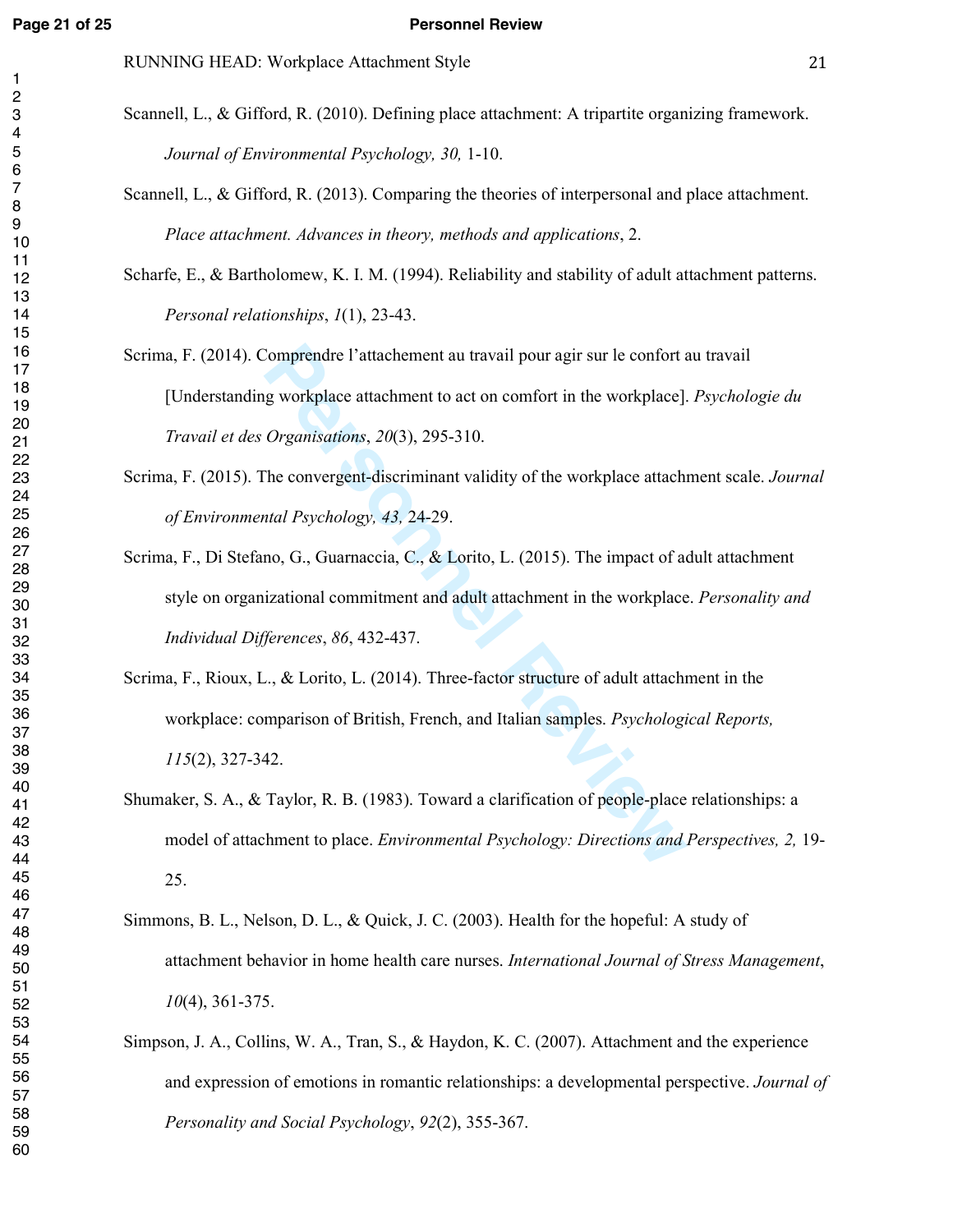Scannell, L., & Gifford, R. (2010). Defining place attachment: A tripartite organizing framework. *Journal of Environmental Psychology, 30,* 1-10.

Scannell, L., & Gifford, R. (2013). Comparing the theories of interpersonal and place attachment. *Place attachment. Advances in theory, methods and applications*, 2.

Scharfe, E., & Bartholomew, K. I. M. (1994). Reliability and stability of adult attachment patterns. *Personal relationships*, *1*(1), 23-43.

Scrima, F. (2014). Comprendre l'attachement au travail pour agir sur le confort au travail [Understanding workplace attachment to act on comfort in the workplace]. *Psychologie du Travail et des Organisations*, *20*(3), 295-310.

Scrima, F. (2015). The convergent-discriminant validity of the workplace attachment scale. *Journal of Environmental Psychology, 43,* 24-29.

Scrima, F., Di Stefano, G., Guarnaccia, C., & Lorito, L. (2015). The impact of adult attachment style on organizational commitment and adult attachment in the workplace. *Personality and Individual Differences*, *86*, 432-437.

Scrima, F., Rioux, L., & Lorito, L. (2014). Three-factor structure of adult attachment in the workplace: comparison of British, French, and Italian samples. *Psychological Reports, 115*(2), 327-342.

Shumaker, S. A., & Taylor, R. B. (1983). Toward a clarification of people-place relationships: a model of attachment to place. *Environmental Psychology: Directions and Perspectives, 2,* 19-25.

Simmons, B. L., Nelson, D. L., & Quick, J. C. (2003). Health for the hopeful: A study of attachment behavior in home health care nurses. *International Journal of Stress Management*, *10*(4), 361-375.

Simpson, J. A., Collins, W. A., Tran, S., & Haydon, K. C. (2007). Attachment and the experience and expression of emotions in romantic relationships: a developmental perspective. *Journal of Personality and Social Psychology*, *92*(2), 355-367.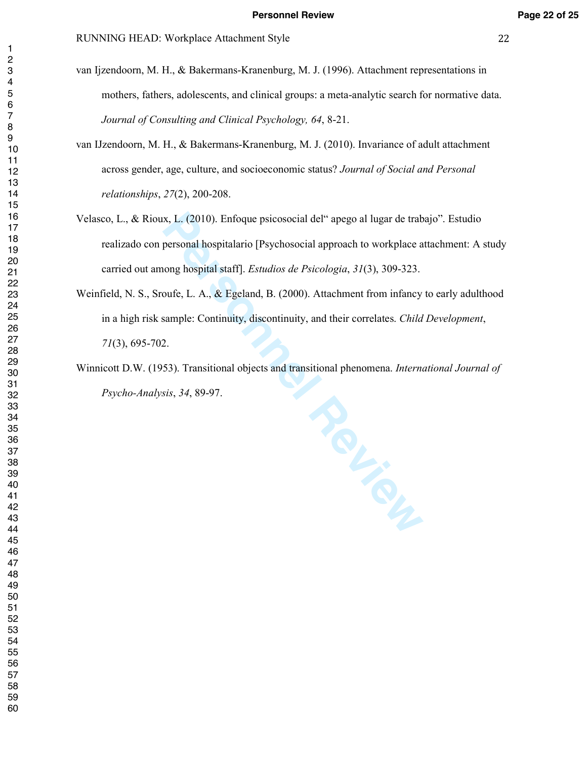van Ijzendoorn, M. H., & Bakermans-Kranenburg, M. J. (1996). Attachment representations in mothers, fathers, adolescents, and clinical groups: a meta-analytic search for normative data. *Journal of Consulting and Clinical Psychology, 64*, 8-21.

van IJzendoorn, M. H., & Bakermans-Kranenburg, M. J. (2010). Invariance of adult attachment across gender, age, culture, and socioeconomic status? *Journal of Social and Personal relationships*, *27*(2), 200-208.

Velasco, L., & Rioux, L. (2010). Enfoque psicosocial del" apego al lugar de trabajo". Estudio realizado con personal hospitalario [Psychosocial approach to workplace attachment: A study carried out among hospital staff]. *Estudios de Psicologia*, *31*(3), 309-323.

Weinfield, N. S., Sroufe, L. A., & Egeland, B. (2000). Attachment from infancy to early adulthood in a high risk sample: Continuity, discontinuity, and their correlates. *Child Development*, *71*(3), 695-702.

Winnicott D.W. (1953). Transitional objects and transitional phenomena. *International Journal of Psycho-Analysis*, *34*, 89-97.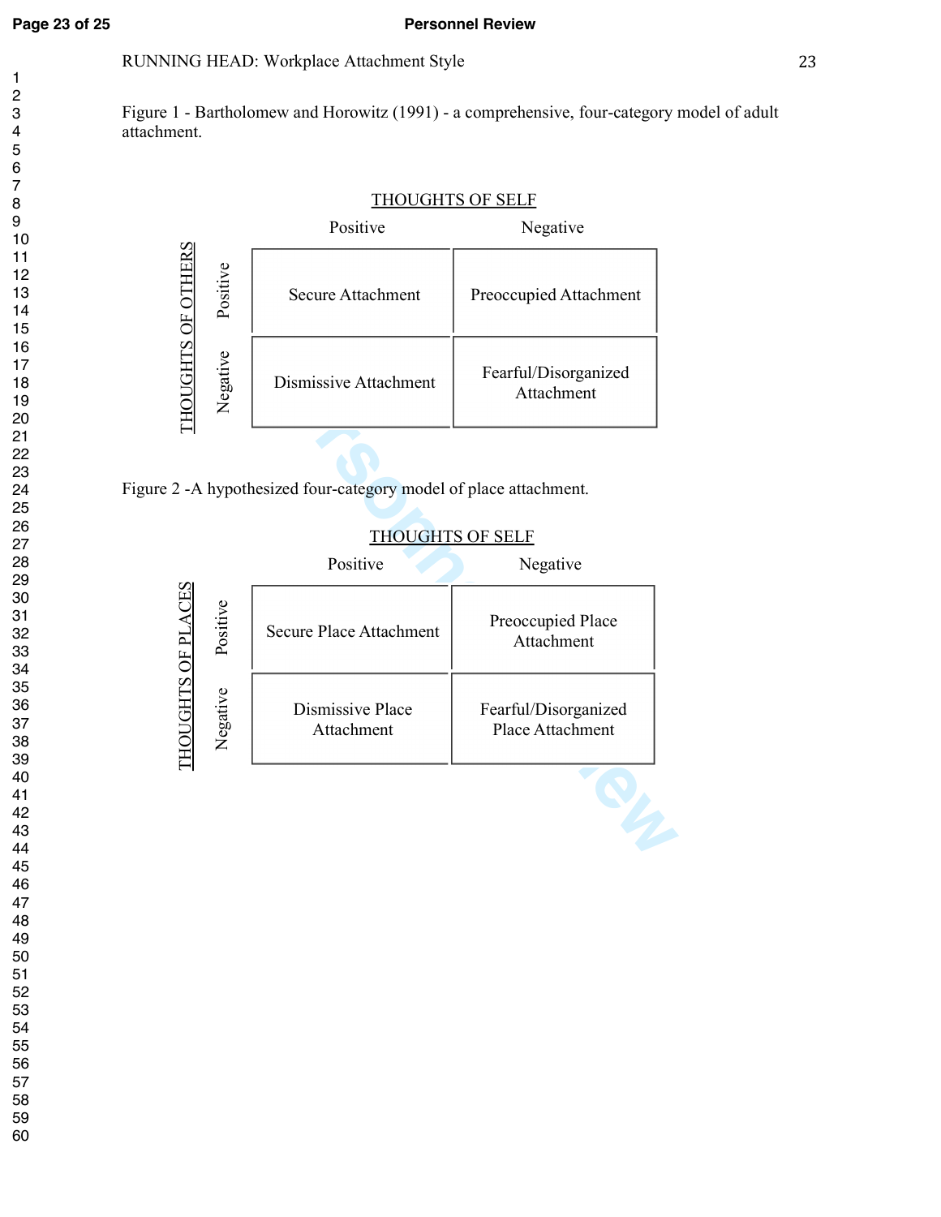Figure 1 - Bartholomew and Horowitz (1991) - a comprehensive, four-category model of adult attachment.

| THOUGHTS OF OTHERS | THOUGHTS OF SELF: Positive | THOUGHTS OF SELF: Negative |
| --- | --- | --- |
| Positive | Secure Attachment | Preoccupied Attachment |
| Negative | Dismissive Attachment | Fearful/Disorganized Attachment |

Figure 2 -A hypothesized four-category model of place attachment.

| THOUGHTS OF PLACES | THOUGHTS OF SELF: Positive | THOUGHTS OF SELF: Negative |
| --- | --- | --- |
| Positive | Secure Place Attachment | Preoccupied Place Attachment |
| Negative | Dismissive Place Attachment | Fearful/Disorganized Place Attachment |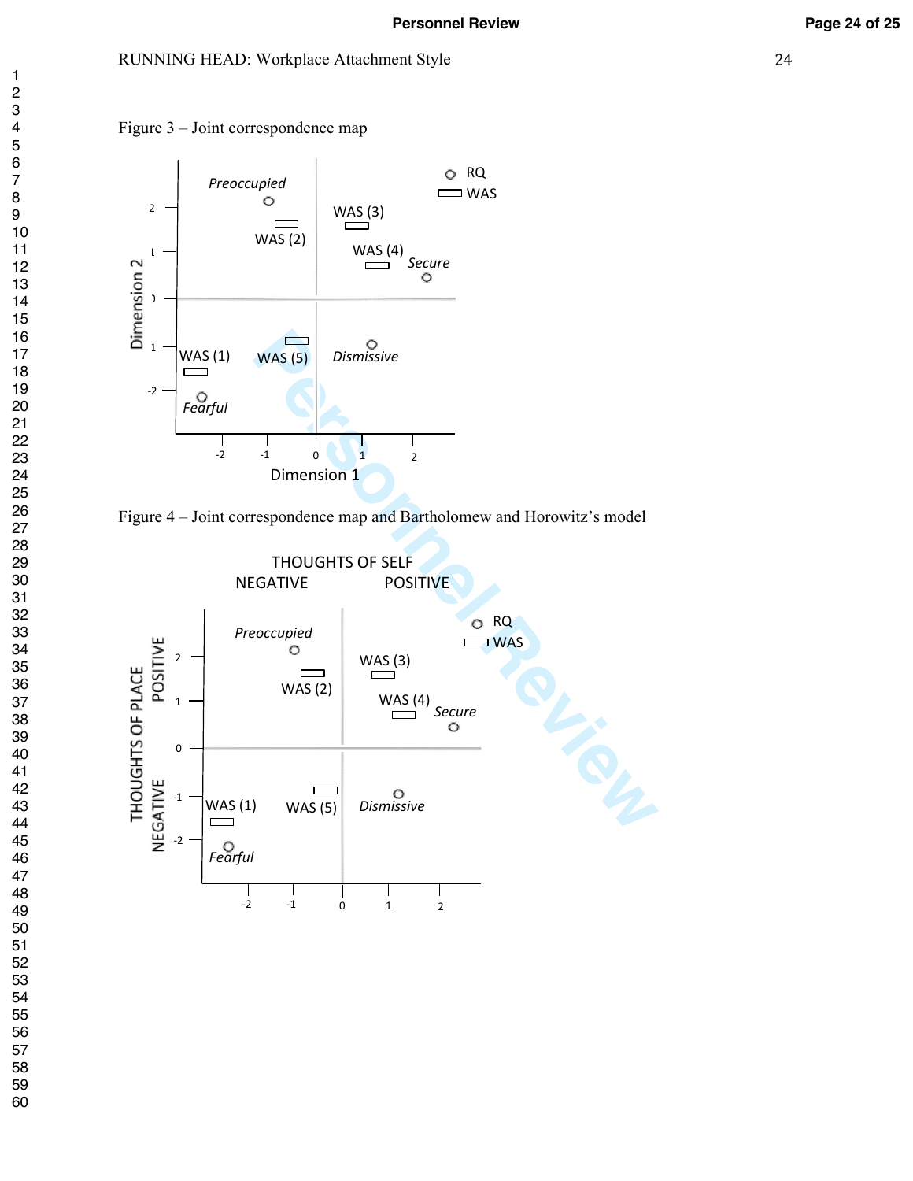Figure 3 – Joint correspondence map

Figure 4 – Joint correspondence map and Bartholomew and Horowitz's model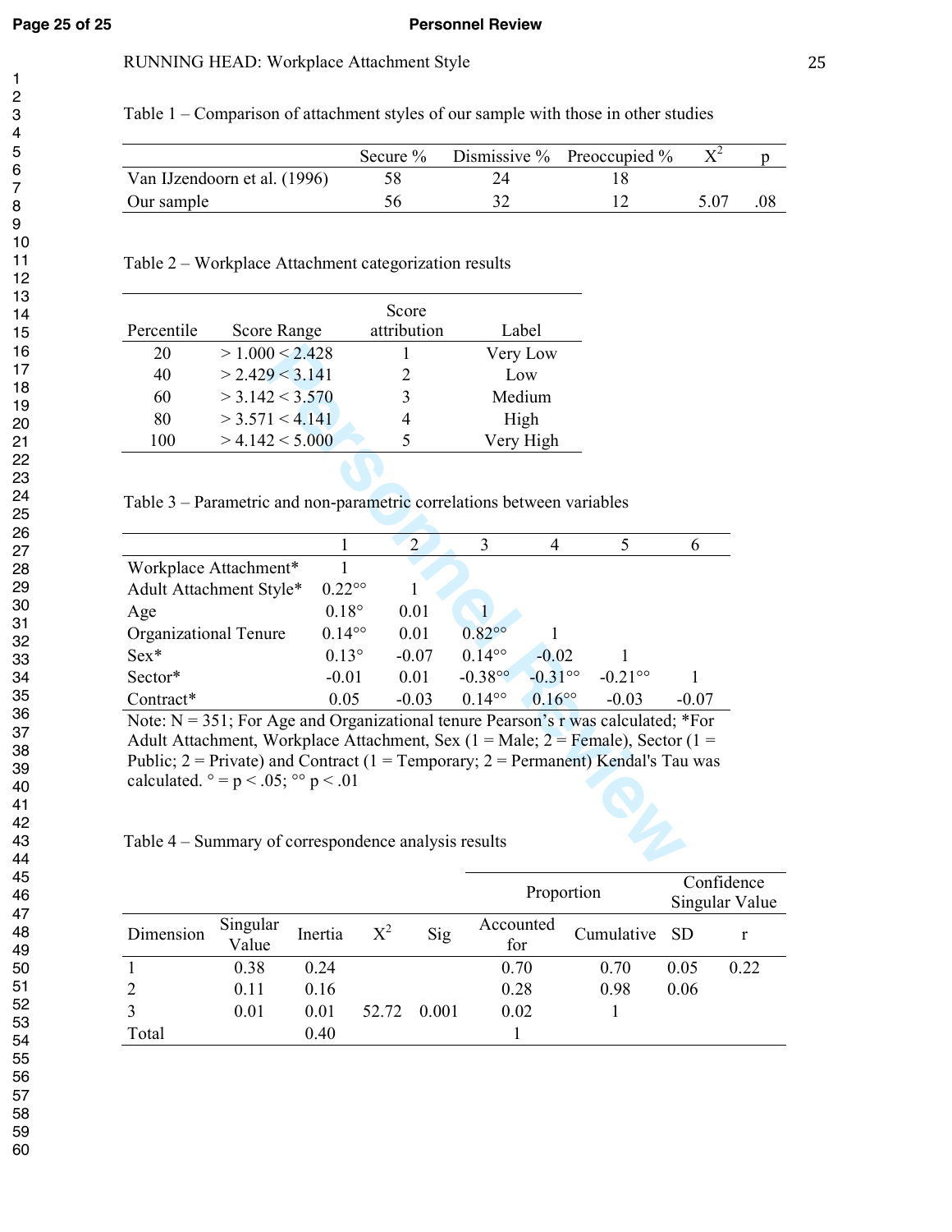Table 1 – Comparison of attachment styles of our sample with those in other studies

| | Secure % | Dismissive % | Preoccupied % | $X^2$ | p |
|---|---|---|---|---|---|
| Van IJzendoorn et al. (1996) | 58 | 24 | 18 | | |
| Our sample | 56 | 32 | 12 | 5.07 | .08 |

Table 2 – Workplace Attachment categorization results

| Percentile | Score Range | Score attribution | Label |
|---|---|---|---|
| 20 | > 1.000 < 2.428 | 1 | Very Low |
| 40 | > 2.429 < 3.141 | 2 | Low |
| 60 | > 3.142 < 3.570 | 3 | Medium |
| 80 | > 3.571 < 4.141 | 4 | High |
| 100 | > 4.142 < 5.000 | 5 | Very High |

Table 3 – Parametric and non-parametric correlations between variables

| | 1 | 2 | 3 | 4 | 5 | 6 |
|---|---|---|---|---|---|---|
| Workplace Attachment* | 1 | | | | | |
| Adult Attachment Style* | 0.22°° | 1 | | | | |
| Age | 0.18° | 0.01 | 1 | | | |
| Organizational Tenure | 0.14°° | 0.01 | 0.82°° | 1 | | |
| Sex* | 0.13° | -0.07 | 0.14°° | -0.02 | 1 | |
| Sector* | -0.01 | 0.01 | -0.38°° | -0.31°° | -0.21°° | 1 |
| Contract* | 0.05 | -0.03 | 0.14°° | 0.16°° | -0.03 | -0.07 |

Note: N = 351; For Age and Organizational tenure Pearson's r was calculated; *For Adult Attachment, Workplace Attachment, Sex (1 = Male; 2 = Female), Sector (1 = Public; 2 = Private) and Contract (1 = Temporary; 2 = Permanent) Kendal's Tau was calculated. ° = p < .05; °° p < .01

Table 4 – Summary of correspondence analysis results

| | | | | | Proportion | | Confidence Singular Value | |
|---|---|---|---|---|---|---|---|---|
| Dimension | Singular Value | Inertia | $X^2$ | Sig | Accounted for | Cumulative | SD | r |
| 1 | 0.38 | 0.24 | | | 0.70 | 0.70 | 0.05 | 0.22 |
| 2 | 0.11 | 0.16 | | | 0.28 | 0.98 | 0.06 | |
| 3 | 0.01 | 0.01 | 52.72 | 0.001 | 0.02 | 1 | | |
| Total | | 0.40 | | | 1 | | | |